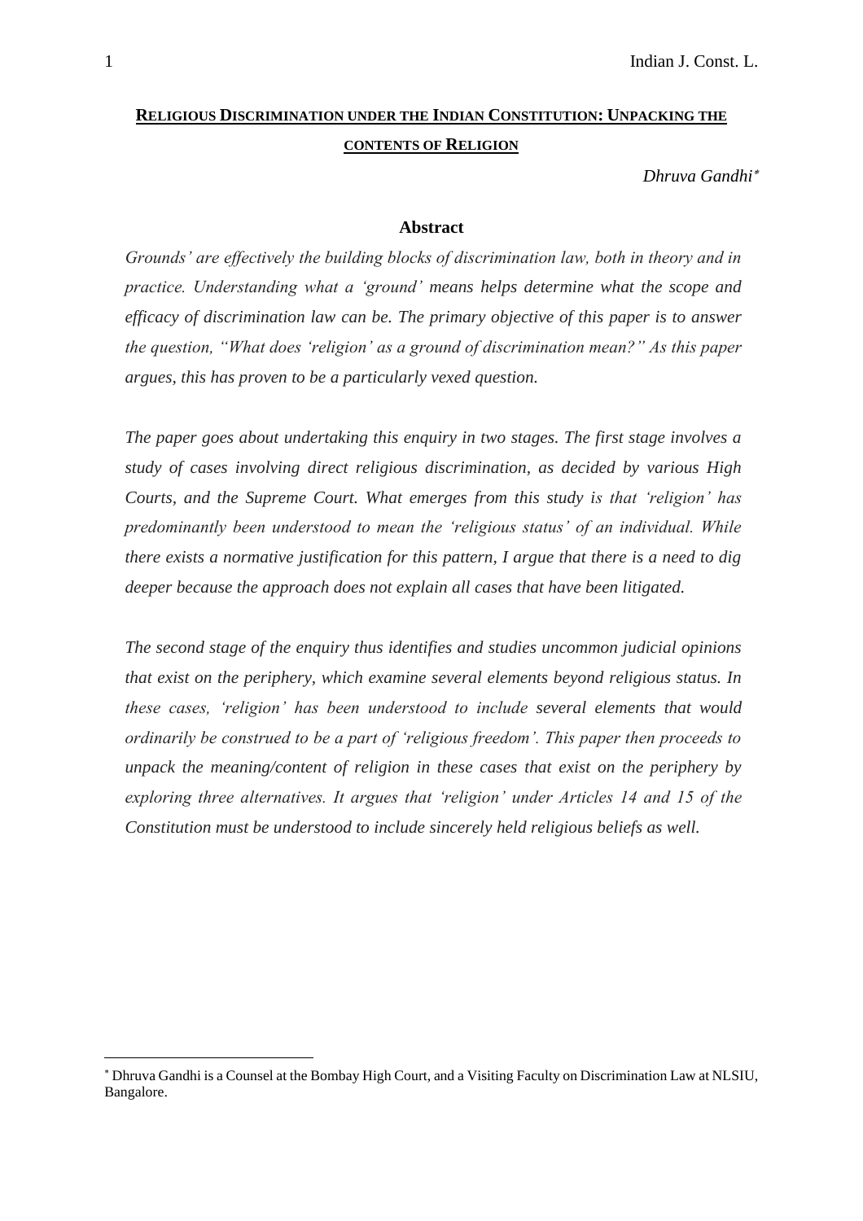# RELIGIOUS DISCRIMINATION UNDER THE INDIAN CONSTITUTION: UNPACKING THE CONTENTS OF RELIGION

*Dhruva Gandhi*[*]

## Abstract

*Grounds' are effectively the building blocks of discrimination law, both in theory and in practice. Understanding what a 'ground' means helps determine what the scope and efficacy of discrimination law can be. The primary objective of this paper is to answer the question, "What does 'religion' as a ground of discrimination mean?" As this paper argues, this has proven to be a particularly vexed question.*

*The paper goes about undertaking this enquiry in two stages. The first stage involves a study of cases involving direct religious discrimination, as decided by various High Courts, and the Supreme Court. What emerges from this study is that 'religion' has predominantly been understood to mean the 'religious status' of an individual. While there exists a normative justification for this pattern, I argue that there is a need to dig deeper because the approach does not explain all cases that have been litigated.*

*The second stage of the enquiry thus identifies and studies uncommon judicial opinions that exist on the periphery, which examine several elements beyond religious status. In these cases, 'religion' has been understood to include several elements that would ordinarily be construed to be a part of 'religious freedom'. This paper then proceeds to unpack the meaning/content of religion in these cases that exist on the periphery by exploring three alternatives. It argues that 'religion' under Articles 14 and 15 of the Constitution must be understood to include sincerely held religious beliefs as well.*

---

[*] Dhruva Gandhi is a Counsel at the Bombay High Court, and a Visiting Faculty on Discrimination Law at NLSIU, Bangalore.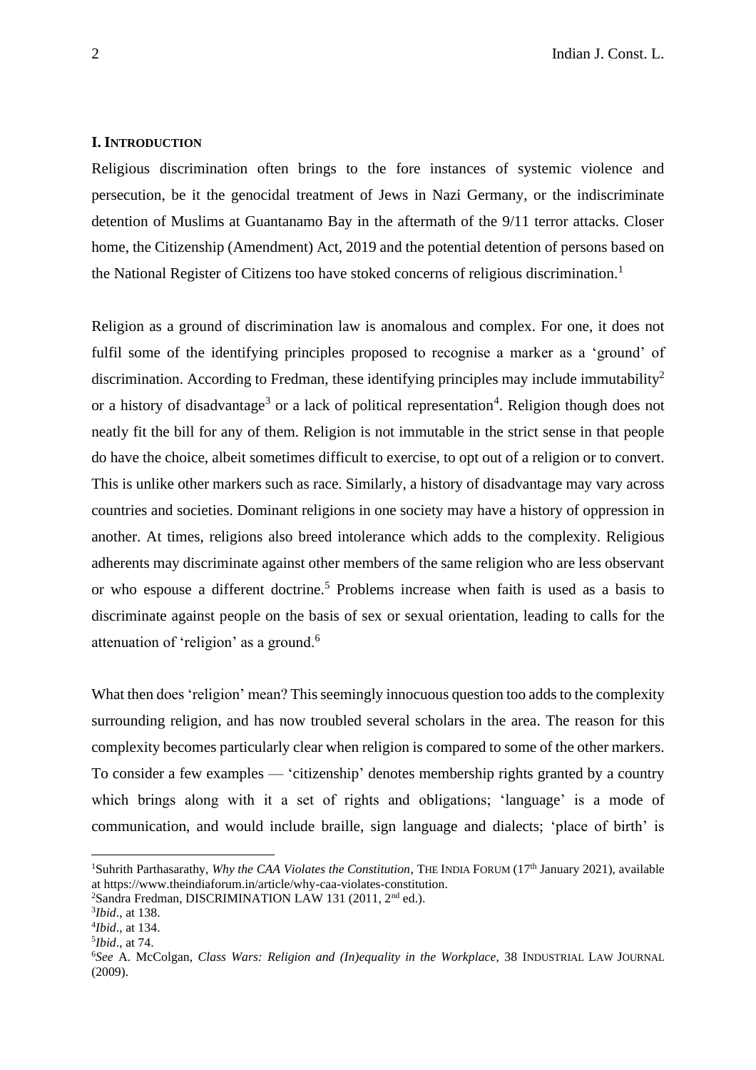## I. INTRODUCTION

Religious discrimination often brings to the fore instances of systemic violence and persecution, be it the genocidal treatment of Jews in Nazi Germany, or the indiscriminate detention of Muslims at Guantanamo Bay in the aftermath of the 9/11 terror attacks. Closer home, the Citizenship (Amendment) Act, 2019 and the potential detention of persons based on the National Register of Citizens too have stoked concerns of religious discrimination.[1]

Religion as a ground of discrimination law is anomalous and complex. For one, it does not fulfil some of the identifying principles proposed to recognise a marker as a 'ground' of discrimination. According to Fredman, these identifying principles may include immutability[2] or a history of disadvantage[3] or a lack of political representation[4]. Religion though does not neatly fit the bill for any of them. Religion is not immutable in the strict sense in that people do have the choice, albeit sometimes difficult to exercise, to opt out of a religion or to convert. This is unlike other markers such as race. Similarly, a history of disadvantage may vary across countries and societies. Dominant religions in one society may have a history of oppression in another. At times, religions also breed intolerance which adds to the complexity. Religious adherents may discriminate against other members of the same religion who are less observant or who espouse a different doctrine.[5] Problems increase when faith is used as a basis to discriminate against people on the basis of sex or sexual orientation, leading to calls for the attenuation of 'religion' as a ground.[6]

What then does 'religion' mean? This seemingly innocuous question too adds to the complexity surrounding religion, and has now troubled several scholars in the area. The reason for this complexity becomes particularly clear when religion is compared to some of the other markers. To consider a few examples — 'citizenship' denotes membership rights granted by a country which brings along with it a set of rights and obligations; 'language' is a mode of communication, and would include braille, sign language and dialects; 'place of birth' is

---

[1] Suhrith Parthasarathy, *Why the CAA Violates the Constitution*, THE INDIA FORUM (17th January 2021), available at https://www.theindiaforum.in/article/why-caa-violates-constitution.

[2] Sandra Fredman, DISCRIMINATION LAW 131 (2011, 2nd ed.).

[3] *Ibid*., at 138.

[4] *Ibid*., at 134.

[5] *Ibid*., at 74.

[6] *See* A. McColgan, *Class Wars: Religion and (In)equality in the Workplace*, 38 INDUSTRIAL LAW JOURNAL (2009).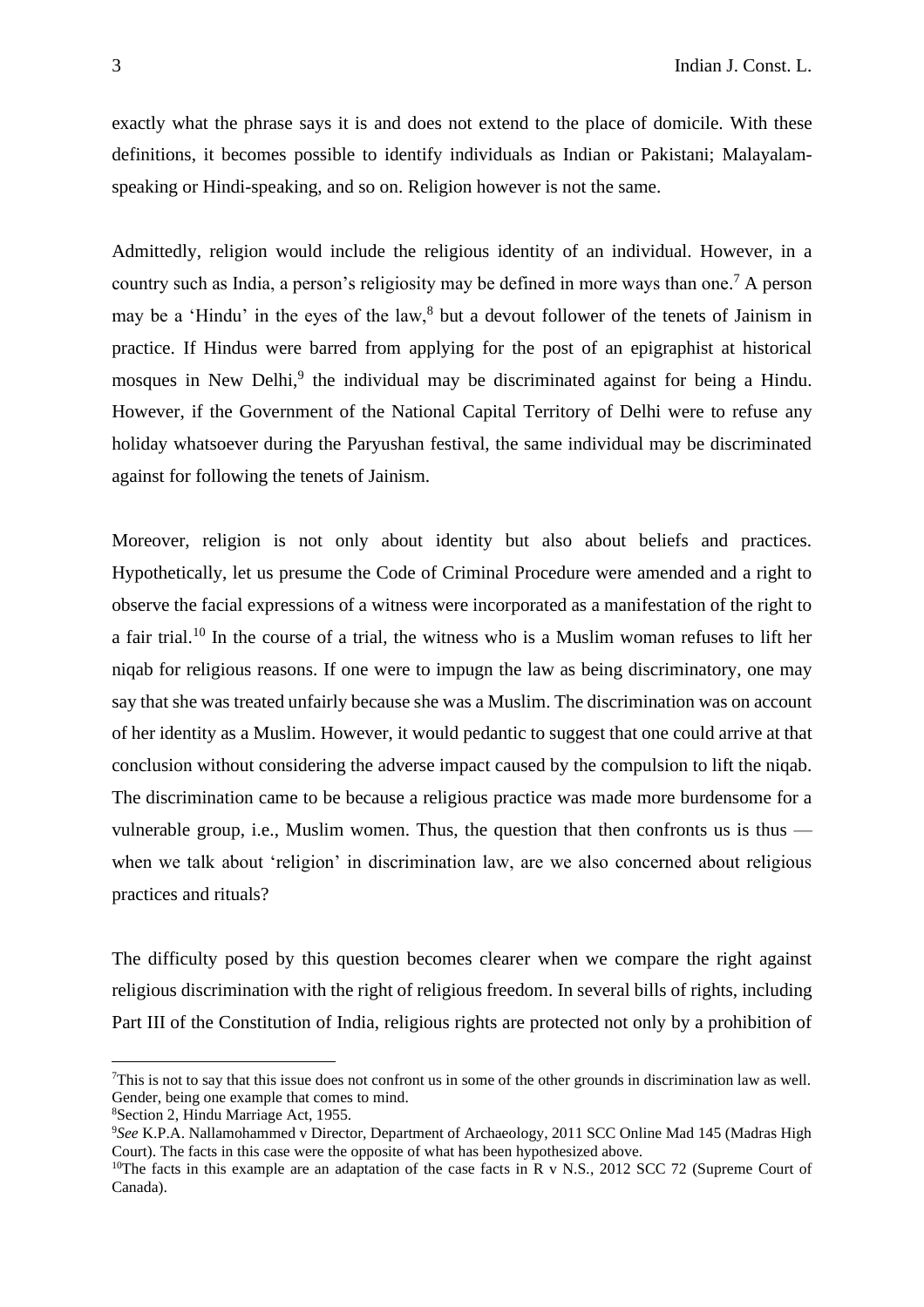exactly what the phrase says it is and does not extend to the place of domicile. With these definitions, it becomes possible to identify individuals as Indian or Pakistani; Malayalam-speaking or Hindi-speaking, and so on. Religion however is not the same.

Admittedly, religion would include the religious identity of an individual. However, in a country such as India, a person's religiosity may be defined in more ways than one.[7] A person may be a 'Hindu' in the eyes of the law,[8] but a devout follower of the tenets of Jainism in practice. If Hindus were barred from applying for the post of an epigraphist at historical mosques in New Delhi,[9] the individual may be discriminated against for being a Hindu. However, if the Government of the National Capital Territory of Delhi were to refuse any holiday whatsoever during the Paryushan festival, the same individual may be discriminated against for following the tenets of Jainism.

Moreover, religion is not only about identity but also about beliefs and practices. Hypothetically, let us presume the Code of Criminal Procedure were amended and a right to observe the facial expressions of a witness were incorporated as a manifestation of the right to a fair trial.[10] In the course of a trial, the witness who is a Muslim woman refuses to lift her niqab for religious reasons. If one were to impugn the law as being discriminatory, one may say that she was treated unfairly because she was a Muslim. The discrimination was on account of her identity as a Muslim. However, it would pedantic to suggest that one could arrive at that conclusion without considering the adverse impact caused by the compulsion to lift the niqab. The discrimination came to be because a religious practice was made more burdensome for a vulnerable group, i.e., Muslim women. Thus, the question that then confronts us is thus — when we talk about 'religion' in discrimination law, are we also concerned about religious practices and rituals?

The difficulty posed by this question becomes clearer when we compare the right against religious discrimination with the right of religious freedom. In several bills of rights, including Part III of the Constitution of India, religious rights are protected not only by a prohibition of

---

[7] This is not to say that this issue does not confront us in some of the other grounds in discrimination law as well. Gender, being one example that comes to mind.

[8] Section 2, Hindu Marriage Act, 1955.

[9] *See* K.P.A. Nallamohammed v Director, Department of Archaeology, 2011 SCC Online Mad 145 (Madras High Court). The facts in this case were the opposite of what has been hypothesized above.

[10] The facts in this example are an adaptation of the case facts in R v N.S., 2012 SCC 72 (Supreme Court of Canada).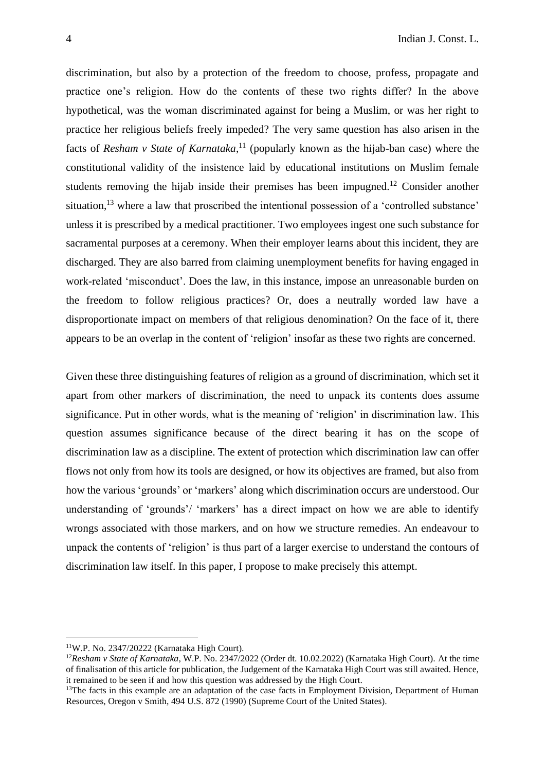discrimination, but also by a protection of the freedom to choose, profess, propagate and practice one's religion. How do the contents of these two rights differ? In the above hypothetical, was the woman discriminated against for being a Muslim, or was her right to practice her religious beliefs freely impeded? The very same question has also arisen in the facts of *Resham v State of Karnataka*,[11] (popularly known as the hijab-ban case) where the constitutional validity of the insistence laid by educational institutions on Muslim female students removing the hijab inside their premises has been impugned.[12] Consider another situation,[13] where a law that proscribed the intentional possession of a 'controlled substance' unless it is prescribed by a medical practitioner. Two employees ingest one such substance for sacramental purposes at a ceremony. When their employer learns about this incident, they are discharged. They are also barred from claiming unemployment benefits for having engaged in work-related 'misconduct'. Does the law, in this instance, impose an unreasonable burden on the freedom to follow religious practices? Or, does a neutrally worded law have a disproportionate impact on members of that religious denomination? On the face of it, there appears to be an overlap in the content of 'religion' insofar as these two rights are concerned.

Given these three distinguishing features of religion as a ground of discrimination, which set it apart from other markers of discrimination, the need to unpack its contents does assume significance. Put in other words, what is the meaning of 'religion' in discrimination law. This question assumes significance because of the direct bearing it has on the scope of discrimination law as a discipline. The extent of protection which discrimination law can offer flows not only from how its tools are designed, or how its objectives are framed, but also from how the various 'grounds' or 'markers' along which discrimination occurs are understood. Our understanding of 'grounds'/ 'markers' has a direct impact on how we are able to identify wrongs associated with those markers, and on how we structure remedies. An endeavour to unpack the contents of 'religion' is thus part of a larger exercise to understand the contours of discrimination law itself. In this paper, I propose to make precisely this attempt.

---

[11] W.P. No. 2347/20222 (Karnataka High Court).

[12] *Resham v State of Karnataka*, W.P. No. 2347/2022 (Order dt. 10.02.2022) (Karnataka High Court). At the time of finalisation of this article for publication, the Judgement of the Karnataka High Court was still awaited. Hence, it remained to be seen if and how this question was addressed by the High Court.

[13] The facts in this example are an adaptation of the case facts in Employment Division, Department of Human Resources, Oregon v Smith, 494 U.S. 872 (1990) (Supreme Court of the United States).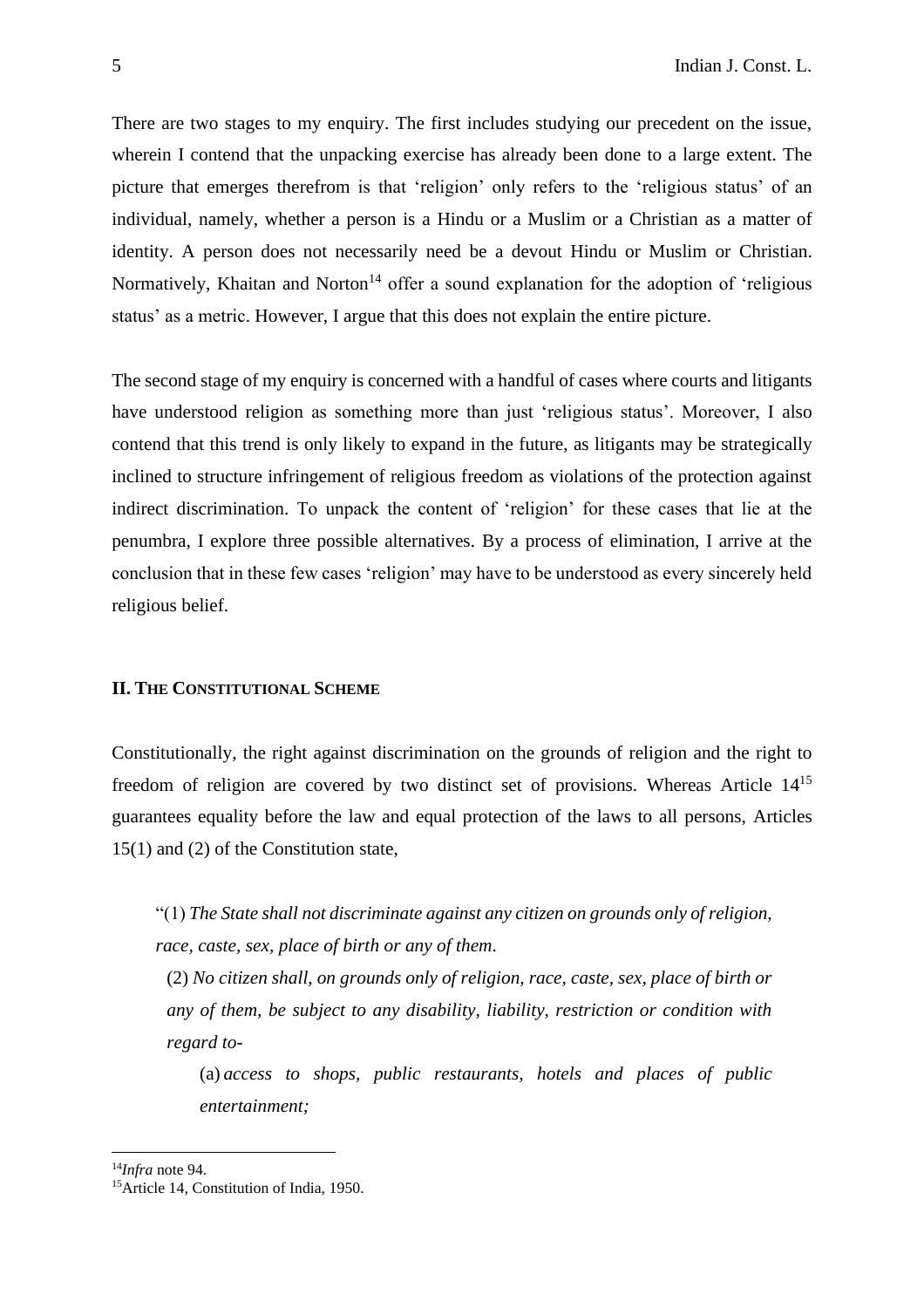There are two stages to my enquiry. The first includes studying our precedent on the issue, wherein I contend that the unpacking exercise has already been done to a large extent. The picture that emerges therefrom is that 'religion' only refers to the 'religious status' of an individual, namely, whether a person is a Hindu or a Muslim or a Christian as a matter of identity. A person does not necessarily need be a devout Hindu or Muslim or Christian. Normatively, Khaitan and Norton[14] offer a sound explanation for the adoption of 'religious status' as a metric. However, I argue that this does not explain the entire picture.

The second stage of my enquiry is concerned with a handful of cases where courts and litigants have understood religion as something more than just 'religious status'. Moreover, I also contend that this trend is only likely to expand in the future, as litigants may be strategically inclined to structure infringement of religious freedom as violations of the protection against indirect discrimination. To unpack the content of 'religion' for these cases that lie at the penumbra, I explore three possible alternatives. By a process of elimination, I arrive at the conclusion that in these few cases 'religion' may have to be understood as every sincerely held religious belief.

## II. THE CONSTITUTIONAL SCHEME

Constitutionally, the right against discrimination on the grounds of religion and the right to freedom of religion are covered by two distinct set of provisions. Whereas Article 14[15] guarantees equality before the law and equal protection of the laws to all persons, Articles 15(1) and (2) of the Constitution state,

> "(1) *The State shall not discriminate against any citizen on grounds only of religion, race, caste, sex, place of birth or any of them*.
>
> (2) *No citizen shall, on grounds only of religion, race, caste, sex, place of birth or any of them, be subject to any disability, liability, restriction or condition with regard to-*
>
> (a) *access to shops, public restaurants, hotels and places of public entertainment;*

[14] *Infra* note 94.

[15] Article 14, Constitution of India, 1950.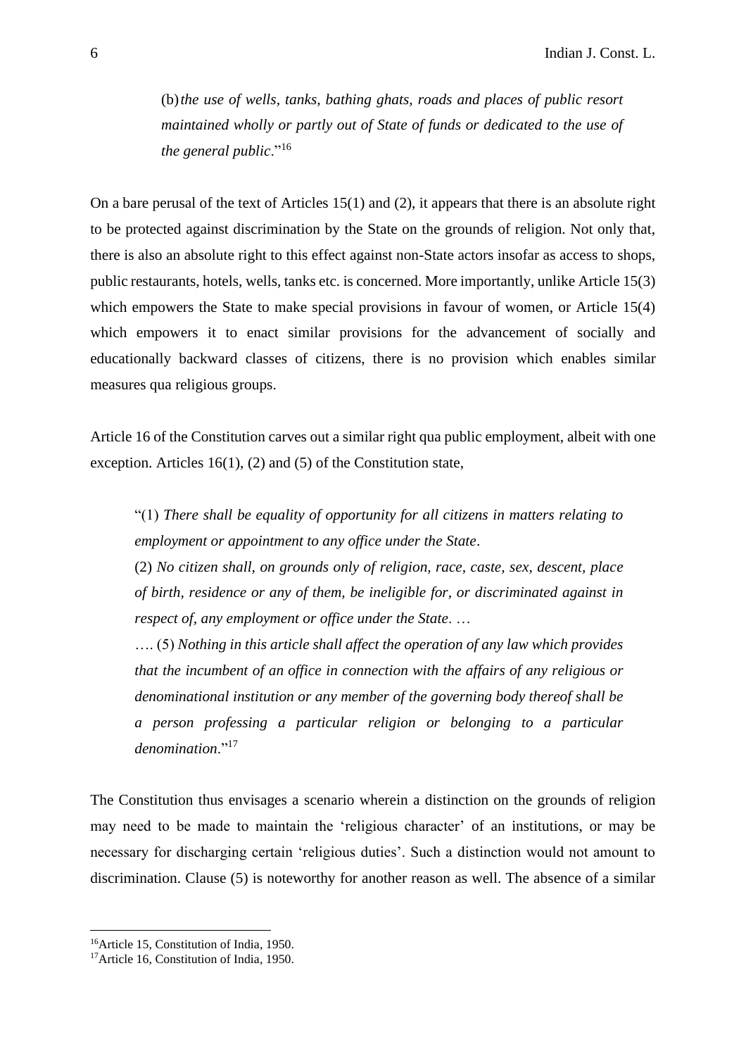> (b) *the use of wells, tanks, bathing ghats, roads and places of public resort maintained wholly or partly out of State of funds or dedicated to the use of the general public*."[16]

On a bare perusal of the text of Articles 15(1) and (2), it appears that there is an absolute right to be protected against discrimination by the State on the grounds of religion. Not only that, there is also an absolute right to this effect against non-State actors insofar as access to shops, public restaurants, hotels, wells, tanks etc. is concerned. More importantly, unlike Article 15(3) which empowers the State to make special provisions in favour of women, or Article 15(4) which empowers it to enact similar provisions for the advancement of socially and educationally backward classes of citizens, there is no provision which enables similar measures qua religious groups.

Article 16 of the Constitution carves out a similar right qua public employment, albeit with one exception. Articles 16(1), (2) and (5) of the Constitution state,

> "(1) *There shall be equality of opportunity for all citizens in matters relating to employment or appointment to any office under the State*.
>
> (2) *No citizen shall, on grounds only of religion, race, caste, sex, descent, place of birth, residence or any of them, be ineligible for, or discriminated against in respect of, any employment or office under the State*. …
>
> …. (5) *Nothing in this article shall affect the operation of any law which provides that the incumbent of an office in connection with the affairs of any religious or denominational institution or any member of the governing body thereof shall be a person professing a particular religion or belonging to a particular denomination*."[17]

The Constitution thus envisages a scenario wherein a distinction on the grounds of religion may need to be made to maintain the 'religious character' of an institutions, or may be necessary for discharging certain 'religious duties'. Such a distinction would not amount to discrimination. Clause (5) is noteworthy for another reason as well. The absence of a similar

[16] Article 15, Constitution of India, 1950.

[17] Article 16, Constitution of India, 1950.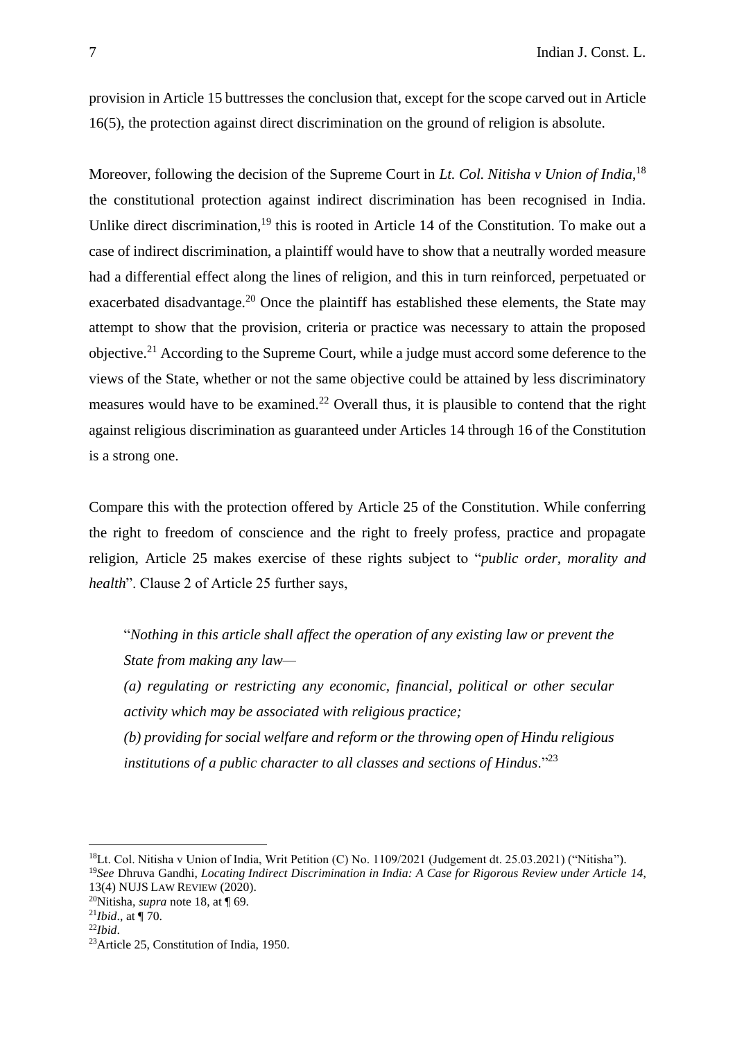provision in Article 15 buttresses the conclusion that, except for the scope carved out in Article 16(5), the protection against direct discrimination on the ground of religion is absolute.

Moreover, following the decision of the Supreme Court in *Lt. Col. Nitisha v Union of India*,[18] the constitutional protection against indirect discrimination has been recognised in India. Unlike direct discrimination,[19] this is rooted in Article 14 of the Constitution. To make out a case of indirect discrimination, a plaintiff would have to show that a neutrally worded measure had a differential effect along the lines of religion, and this in turn reinforced, perpetuated or exacerbated disadvantage.[20] Once the plaintiff has established these elements, the State may attempt to show that the provision, criteria or practice was necessary to attain the proposed objective.[21] According to the Supreme Court, while a judge must accord some deference to the views of the State, whether or not the same objective could be attained by less discriminatory measures would have to be examined.[22] Overall thus, it is plausible to contend that the right against religious discrimination as guaranteed under Articles 14 through 16 of the Constitution is a strong one.

Compare this with the protection offered by Article 25 of the Constitution. While conferring the right to freedom of conscience and the right to freely profess, practice and propagate religion, Article 25 makes exercise of these rights subject to "*public order, morality and health*". Clause 2 of Article 25 further says,

> "*Nothing in this article shall affect the operation of any existing law or prevent the State from making any law—*
>
> *(a) regulating or restricting any economic, financial, political or other secular activity which may be associated with religious practice;*
>
> *(b) providing for social welfare and reform or the throwing open of Hindu religious institutions of a public character to all classes and sections of Hindus*."[23]

---

[18] Lt. Col. Nitisha v Union of India, Writ Petition (C) No. 1109/2021 (Judgement dt. 25.03.2021) ("Nitisha").

[19] *See* Dhruva Gandhi, *Locating Indirect Discrimination in India: A Case for Rigorous Review under Article 14*, 13(4) NUJS LAW REVIEW (2020).

[20] Nitisha, *supra* note 18, at ¶ 69.

[21] *Ibid*., at ¶ 70.

[22] *Ibid*.

[23] Article 25, Constitution of India, 1950.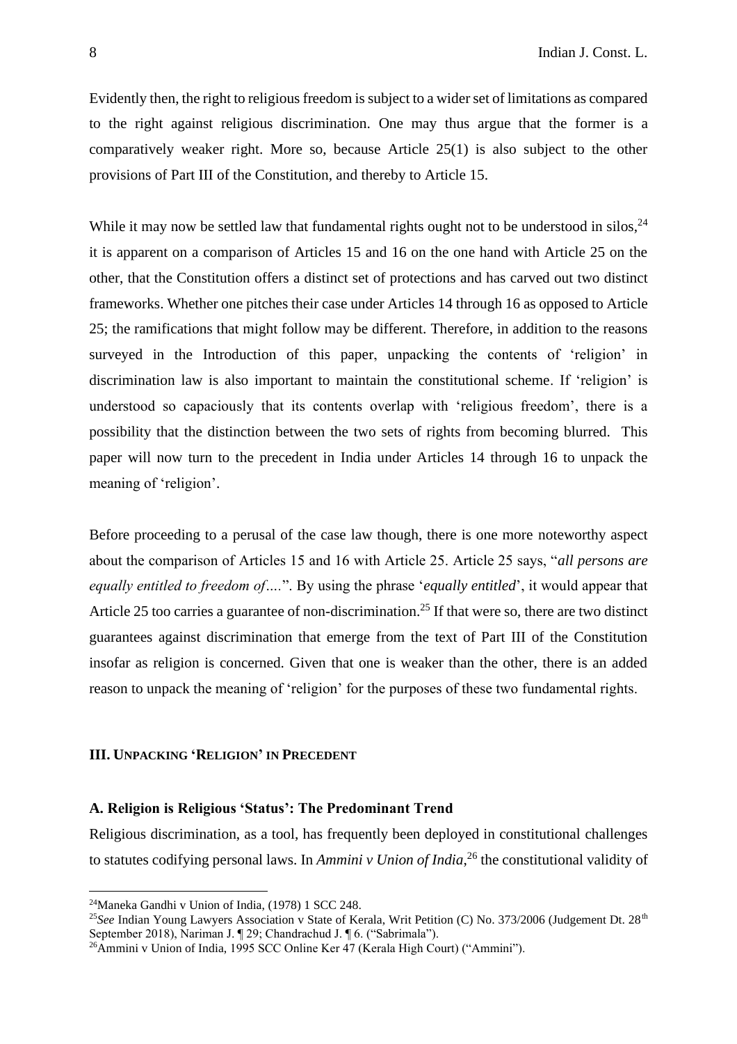Evidently then, the right to religious freedom is subject to a wider set of limitations as compared to the right against religious discrimination. One may thus argue that the former is a comparatively weaker right. More so, because Article 25(1) is also subject to the other provisions of Part III of the Constitution, and thereby to Article 15.

While it may now be settled law that fundamental rights ought not to be understood in silos,[24] it is apparent on a comparison of Articles 15 and 16 on the one hand with Article 25 on the other, that the Constitution offers a distinct set of protections and has carved out two distinct frameworks. Whether one pitches their case under Articles 14 through 16 as opposed to Article 25; the ramifications that might follow may be different. Therefore, in addition to the reasons surveyed in the Introduction of this paper, unpacking the contents of 'religion' in discrimination law is also important to maintain the constitutional scheme. If 'religion' is understood so capaciously that its contents overlap with 'religious freedom', there is a possibility that the distinction between the two sets of rights from becoming blurred. This paper will now turn to the precedent in India under Articles 14 through 16 to unpack the meaning of 'religion'.

Before proceeding to a perusal of the case law though, there is one more noteworthy aspect about the comparison of Articles 15 and 16 with Article 25. Article 25 says, "*all persons are equally entitled to freedom of….*". By using the phrase '*equally entitled*', it would appear that Article 25 too carries a guarantee of non-discrimination.[25] If that were so, there are two distinct guarantees against discrimination that emerge from the text of Part III of the Constitution insofar as religion is concerned. Given that one is weaker than the other, there is an added reason to unpack the meaning of 'religion' for the purposes of these two fundamental rights.

## III. Unpacking 'Religion' in Precedent

### A. Religion is Religious 'Status': The Predominant Trend

Religious discrimination, as a tool, has frequently been deployed in constitutional challenges to statutes codifying personal laws. In *Ammini v Union of India*,[26] the constitutional validity of

---

[24] Maneka Gandhi v Union of India, (1978) 1 SCC 248.

[25] *See* Indian Young Lawyers Association v State of Kerala, Writ Petition (C) No. 373/2006 (Judgement Dt. 28th September 2018), Nariman J. ¶ 29; Chandrachud J. ¶ 6. ("Sabrimala").

[26] Ammini v Union of India, 1995 SCC Online Ker 47 (Kerala High Court) ("Ammini").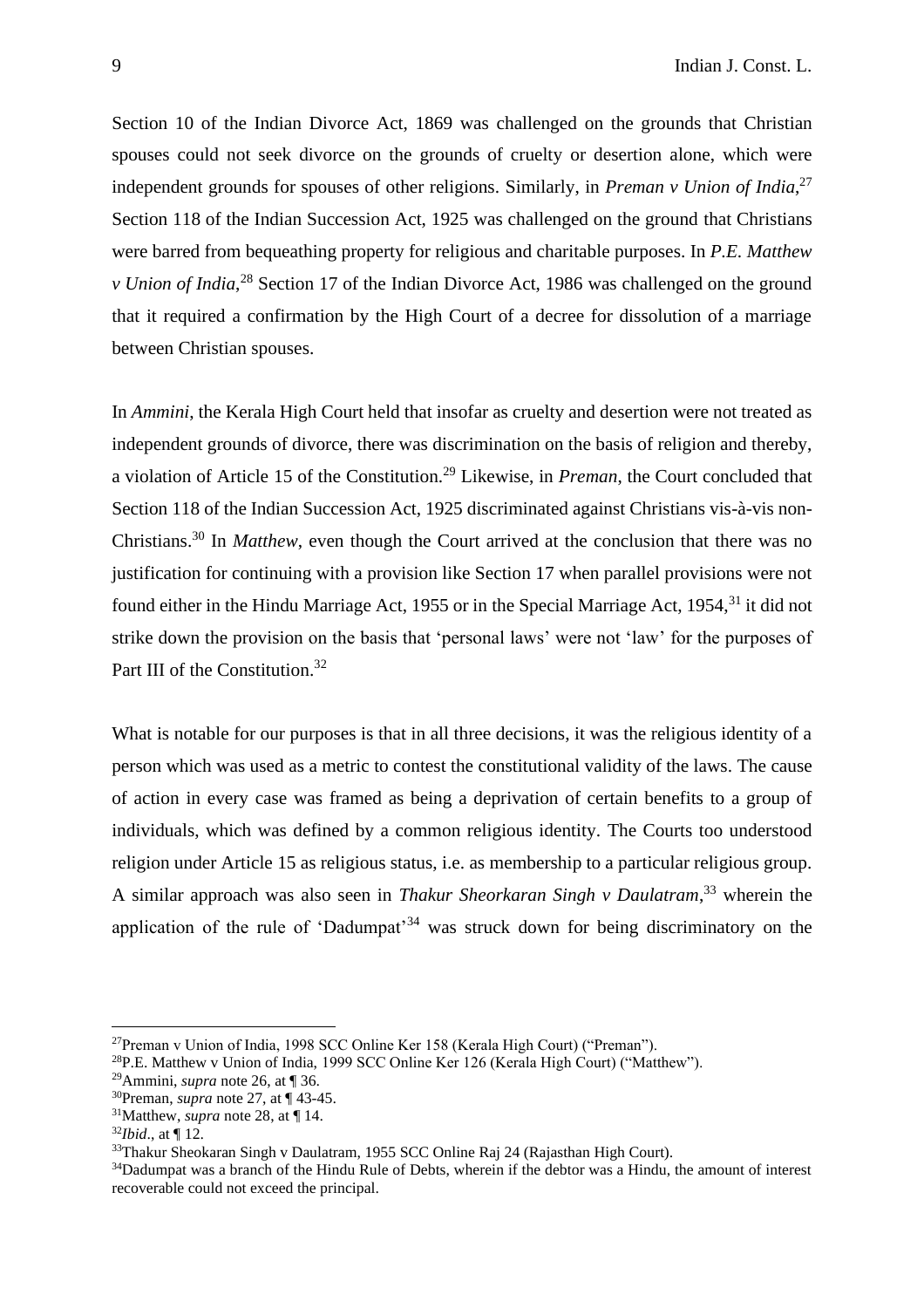Section 10 of the Indian Divorce Act, 1869 was challenged on the grounds that Christian spouses could not seek divorce on the grounds of cruelty or desertion alone, which were independent grounds for spouses of other religions. Similarly, in *Preman v Union of India*,[27] Section 118 of the Indian Succession Act, 1925 was challenged on the ground that Christians were barred from bequeathing property for religious and charitable purposes. In *P.E. Matthew v Union of India*,[28] Section 17 of the Indian Divorce Act, 1986 was challenged on the ground that it required a confirmation by the High Court of a decree for dissolution of a marriage between Christian spouses.

In *Ammini*, the Kerala High Court held that insofar as cruelty and desertion were not treated as independent grounds of divorce, there was discrimination on the basis of religion and thereby, a violation of Article 15 of the Constitution.[29] Likewise, in *Preman*, the Court concluded that Section 118 of the Indian Succession Act, 1925 discriminated against Christians vis-à-vis non-Christians.[30] In *Matthew*, even though the Court arrived at the conclusion that there was no justification for continuing with a provision like Section 17 when parallel provisions were not found either in the Hindu Marriage Act, 1955 or in the Special Marriage Act, 1954,[31] it did not strike down the provision on the basis that 'personal laws' were not 'law' for the purposes of Part III of the Constitution.[32]

What is notable for our purposes is that in all three decisions, it was the religious identity of a person which was used as a metric to contest the constitutional validity of the laws. The cause of action in every case was framed as being a deprivation of certain benefits to a group of individuals, which was defined by a common religious identity. The Courts too understood religion under Article 15 as religious status, i.e. as membership to a particular religious group. A similar approach was also seen in *Thakur Sheorkaran Singh v Daulatram*,[33] wherein the application of the rule of 'Dadumpat'[34] was struck down for being discriminatory on the

---

[27] Preman v Union of India, 1998 SCC Online Ker 158 (Kerala High Court) ("Preman").

[28] P.E. Matthew v Union of India, 1999 SCC Online Ker 126 (Kerala High Court) ("Matthew").

[29] Ammini, *supra* note 26, at ¶ 36.

[30] Preman, *supra* note 27, at ¶ 43-45.

[31] Matthew, *supra* note 28, at ¶ 14.

[32] *Ibid*., at ¶ 12.

[33] Thakur Sheokaran Singh v Daulatram, 1955 SCC Online Raj 24 (Rajasthan High Court).

[34] Dadumpat was a branch of the Hindu Rule of Debts, wherein if the debtor was a Hindu, the amount of interest recoverable could not exceed the principal.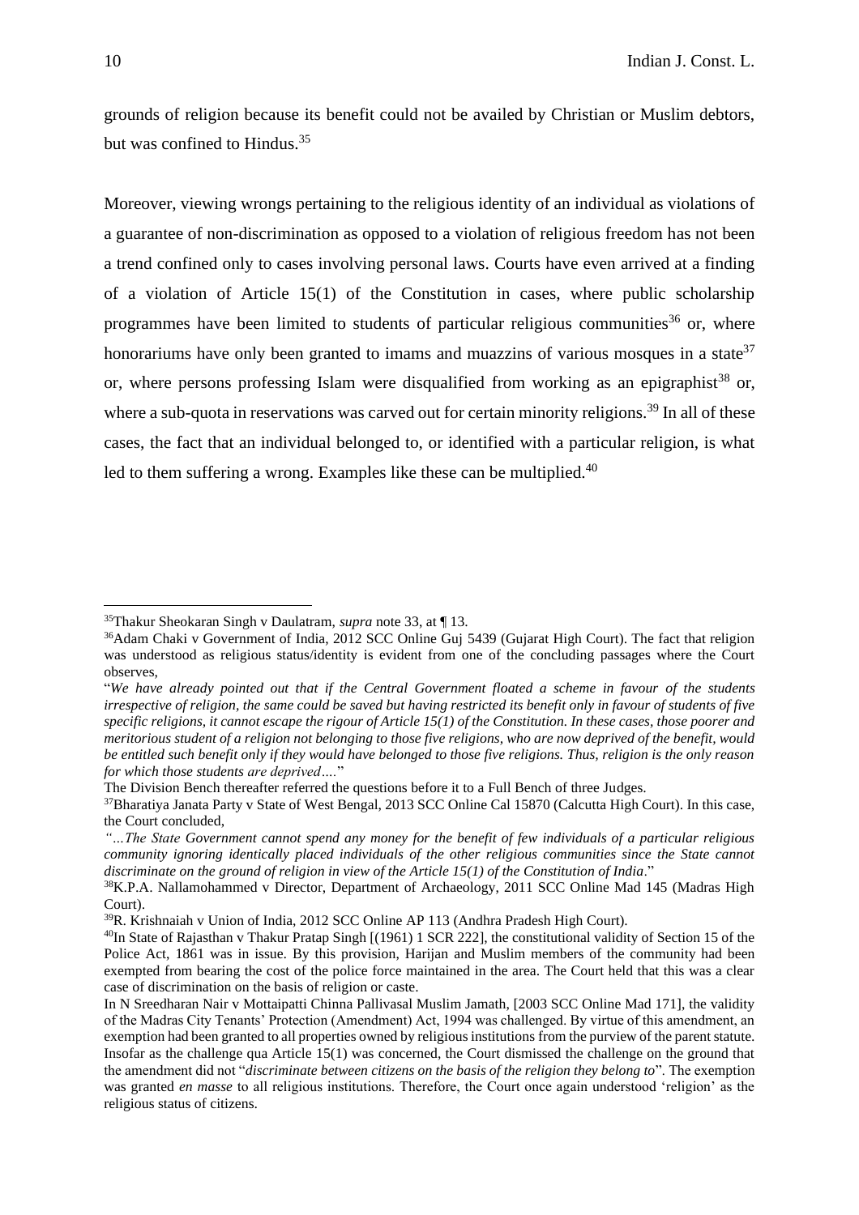grounds of religion because its benefit could not be availed by Christian or Muslim debtors, but was confined to Hindus.[35]

Moreover, viewing wrongs pertaining to the religious identity of an individual as violations of a guarantee of non-discrimination as opposed to a violation of religious freedom has not been a trend confined only to cases involving personal laws. Courts have even arrived at a finding of a violation of Article 15(1) of the Constitution in cases, where public scholarship programmes have been limited to students of particular religious communities[36] or, where honorariums have only been granted to imams and muazzins of various mosques in a state[37] or, where persons professing Islam were disqualified from working as an epigraphist[38] or, where a sub-quota in reservations was carved out for certain minority religions.[39] In all of these cases, the fact that an individual belonged to, or identified with a particular religion, is what led to them suffering a wrong. Examples like these can be multiplied.[40]

---

[35] Thakur Sheokaran Singh v Daulatram, *supra* note 33, at ¶ 13.

[36] Adam Chaki v Government of India, 2012 SCC Online Guj 5439 (Gujarat High Court). The fact that religion was understood as religious status/identity is evident from one of the concluding passages where the Court observes,

"*We have already pointed out that if the Central Government floated a scheme in favour of the students irrespective of religion, the same could be saved but having restricted its benefit only in favour of students of five specific religions, it cannot escape the rigour of Article 15(1) of the Constitution. In these cases, those poorer and meritorious student of a religion not belonging to those five religions, who are now deprived of the benefit, would be entitled such benefit only if they would have belonged to those five religions. Thus, religion is the only reason for which those students are deprived….*"

The Division Bench thereafter referred the questions before it to a Full Bench of three Judges.

[37] Bharatiya Janata Party v State of West Bengal, 2013 SCC Online Cal 15870 (Calcutta High Court). In this case, the Court concluded,

*"…The State Government cannot spend any money for the benefit of few individuals of a particular religious community ignoring identically placed individuals of the other religious communities since the State cannot discriminate on the ground of religion in view of the Article 15(1) of the Constitution of India*."

[38] K.P.A. Nallamohammed v Director, Department of Archaeology, 2011 SCC Online Mad 145 (Madras High Court).

[39] R. Krishnaiah v Union of India, 2012 SCC Online AP 113 (Andhra Pradesh High Court).

[40] In State of Rajasthan v Thakur Pratap Singh [(1961) 1 SCR 222], the constitutional validity of Section 15 of the Police Act, 1861 was in issue. By this provision, Harijan and Muslim members of the community had been exempted from bearing the cost of the police force maintained in the area. The Court held that this was a clear case of discrimination on the basis of religion or caste.

In N Sreedharan Nair v Mottaipatti Chinna Pallivasal Muslim Jamath, [2003 SCC Online Mad 171], the validity of the Madras City Tenants' Protection (Amendment) Act, 1994 was challenged. By virtue of this amendment, an exemption had been granted to all properties owned by religious institutions from the purview of the parent statute. Insofar as the challenge qua Article 15(1) was concerned, the Court dismissed the challenge on the ground that the amendment did not "*discriminate between citizens on the basis of the religion they belong to*". The exemption was granted *en masse* to all religious institutions. Therefore, the Court once again understood 'religion' as the religious status of citizens.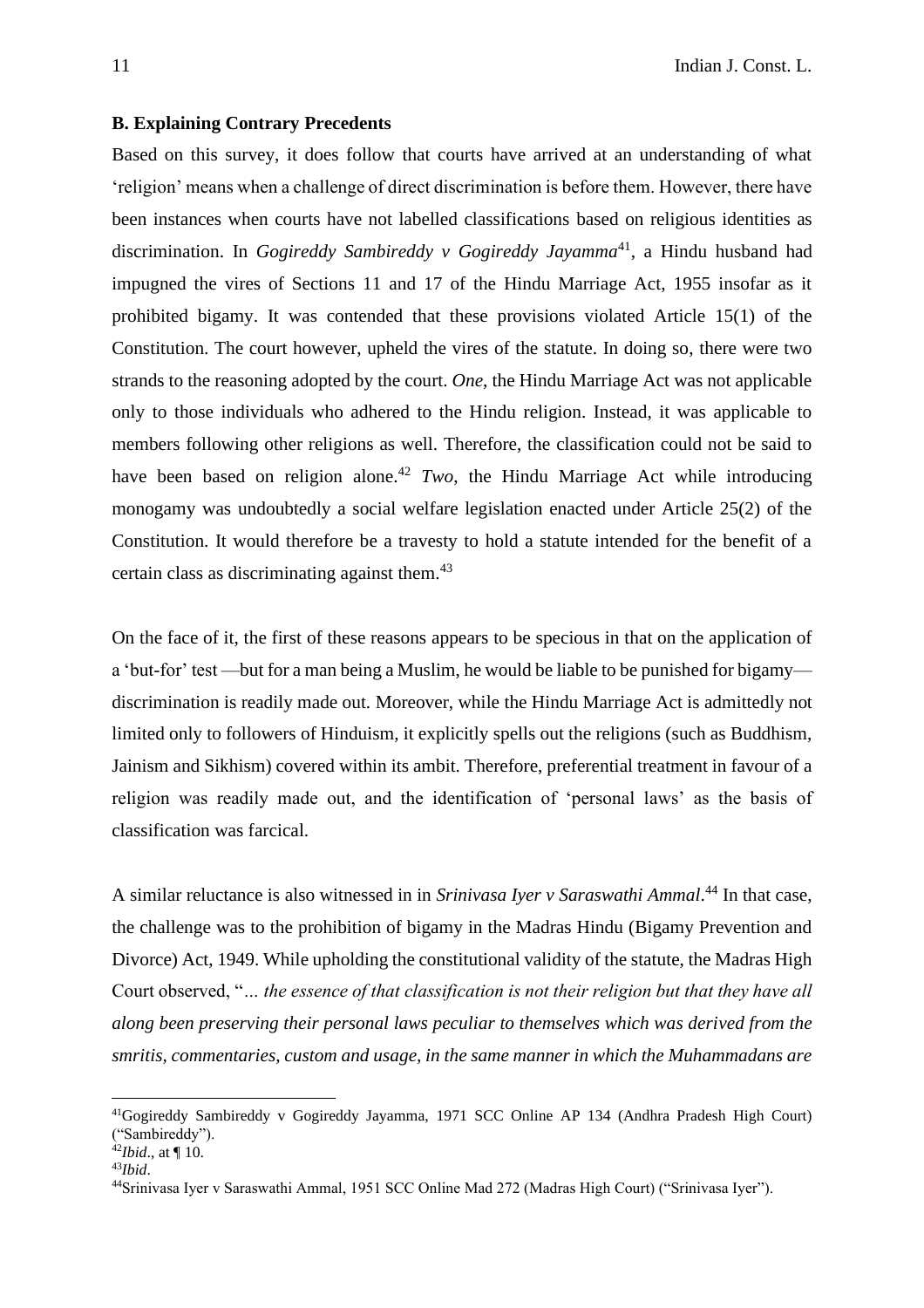**B. Explaining Contrary Precedents**

Based on this survey, it does follow that courts have arrived at an understanding of what 'religion' means when a challenge of direct discrimination is before them. However, there have been instances when courts have not labelled classifications based on religious identities as discrimination. In *Gogireddy Sambireddy v Gogireddy Jayamma*[41], a Hindu husband had impugned the vires of Sections 11 and 17 of the Hindu Marriage Act, 1955 insofar as it prohibited bigamy. It was contended that these provisions violated Article 15(1) of the Constitution. The court however, upheld the vires of the statute. In doing so, there were two strands to the reasoning adopted by the court. *One*, the Hindu Marriage Act was not applicable only to those individuals who adhered to the Hindu religion. Instead, it was applicable to members following other religions as well. Therefore, the classification could not be said to have been based on religion alone.[42] *Two*, the Hindu Marriage Act while introducing monogamy was undoubtedly a social welfare legislation enacted under Article 25(2) of the Constitution. It would therefore be a travesty to hold a statute intended for the benefit of a certain class as discriminating against them.[43]

On the face of it, the first of these reasons appears to be specious in that on the application of a 'but-for' test —but for a man being a Muslim, he would be liable to be punished for bigamy— discrimination is readily made out. Moreover, while the Hindu Marriage Act is admittedly not limited only to followers of Hinduism, it explicitly spells out the religions (such as Buddhism, Jainism and Sikhism) covered within its ambit. Therefore, preferential treatment in favour of a religion was readily made out, and the identification of 'personal laws' as the basis of classification was farcical.

A similar reluctance is also witnessed in in *Srinivasa Iyer v Saraswathi Ammal*.[44] In that case, the challenge was to the prohibition of bigamy in the Madras Hindu (Bigamy Prevention and Divorce) Act, 1949. While upholding the constitutional validity of the statute, the Madras High Court observed, "*… the essence of that classification is not their religion but that they have all along been preserving their personal laws peculiar to themselves which was derived from the smritis, commentaries, custom and usage, in the same manner in which the Muhammadans are*

---

[41]Gogireddy Sambireddy v Gogireddy Jayamma, 1971 SCC Online AP 134 (Andhra Pradesh High Court) ("Sambireddy").

[42]*Ibid*., at ¶ 10.

[43]*Ibid*.

[44]Srinivasa Iyer v Saraswathi Ammal, 1951 SCC Online Mad 272 (Madras High Court) ("Srinivasa Iyer").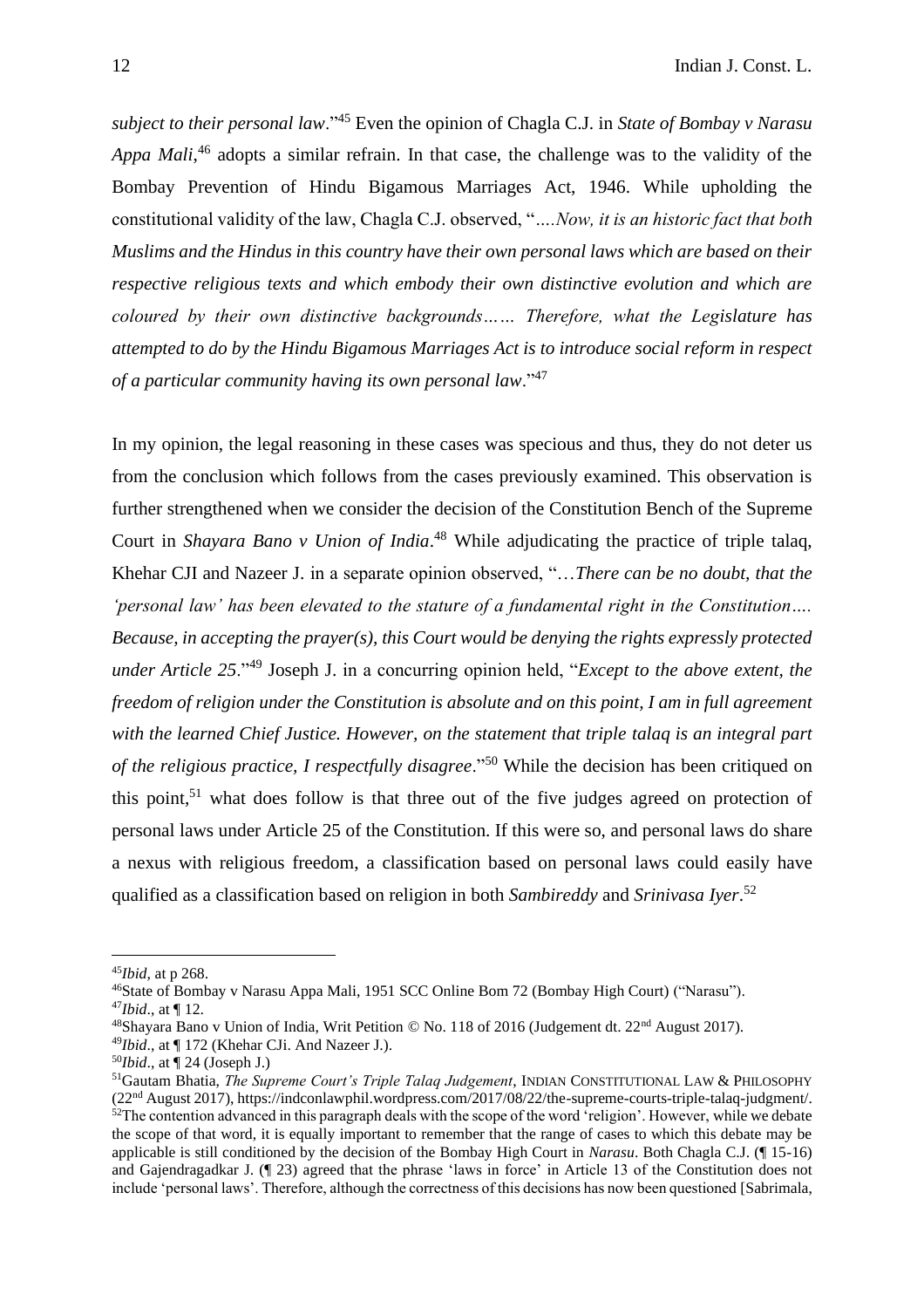*subject to their personal law*."[45] Even the opinion of Chagla C.J. in *State of Bombay v Narasu Appa Mali*,[46] adopts a similar refrain. In that case, the challenge was to the validity of the Bombay Prevention of Hindu Bigamous Marriages Act, 1946. While upholding the constitutional validity of the law, Chagla C.J. observed, "*….Now, it is an historic fact that both Muslims and the Hindus in this country have their own personal laws which are based on their respective religious texts and which embody their own distinctive evolution and which are coloured by their own distinctive backgrounds…… Therefore, what the Legislature has attempted to do by the Hindu Bigamous Marriages Act is to introduce social reform in respect of a particular community having its own personal law*."[47]

In my opinion, the legal reasoning in these cases was specious and thus, they do not deter us from the conclusion which follows from the cases previously examined. This observation is further strengthened when we consider the decision of the Constitution Bench of the Supreme Court in *Shayara Bano v Union of India*.[48] While adjudicating the practice of triple talaq, Khehar CJI and Nazeer J. in a separate opinion observed, "…*There can be no doubt, that the 'personal law' has been elevated to the stature of a fundamental right in the Constitution…. Because, in accepting the prayer(s), this Court would be denying the rights expressly protected under Article 25*."[49] Joseph J. in a concurring opinion held, "*Except to the above extent, the freedom of religion under the Constitution is absolute and on this point, I am in full agreement with the learned Chief Justice. However, on the statement that triple talaq is an integral part of the religious practice, I respectfully disagree*."[50] While the decision has been critiqued on this point,[51] what does follow is that three out of the five judges agreed on protection of personal laws under Article 25 of the Constitution. If this were so, and personal laws do share a nexus with religious freedom, a classification based on personal laws could easily have qualified as a classification based on religion in both *Sambireddy* and *Srinivasa Iyer*.[52]

---

[45] *Ibid*, at p 268.

[46] State of Bombay v Narasu Appa Mali, 1951 SCC Online Bom 72 (Bombay High Court) ("Narasu").

[47] *Ibid*., at ¶ 12.

[48] Shayara Bano v Union of India, Writ Petition © No. 118 of 2016 (Judgement dt. 22nd August 2017).

[49] *Ibid*., at ¶ 172 (Khehar CJi. And Nazeer J.).

[50] *Ibid*., at ¶ 24 (Joseph J.)

[51] Gautam Bhatia, *The Supreme Court's Triple Talaq Judgement*, INDIAN CONSTITUTIONAL LAW & PHILOSOPHY (22nd August 2017), https://indconlawphil.wordpress.com/2017/08/22/the-supreme-courts-triple-talaq-judgment/.

[52] The contention advanced in this paragraph deals with the scope of the word 'religion'. However, while we debate the scope of that word, it is equally important to remember that the range of cases to which this debate may be applicable is still conditioned by the decision of the Bombay High Court in *Narasu*. Both Chagla C.J. (¶ 15-16) and Gajendragadkar J. (¶ 23) agreed that the phrase 'laws in force' in Article 13 of the Constitution does not include 'personal laws'. Therefore, although the correctness of this decisions has now been questioned [Sabrimala,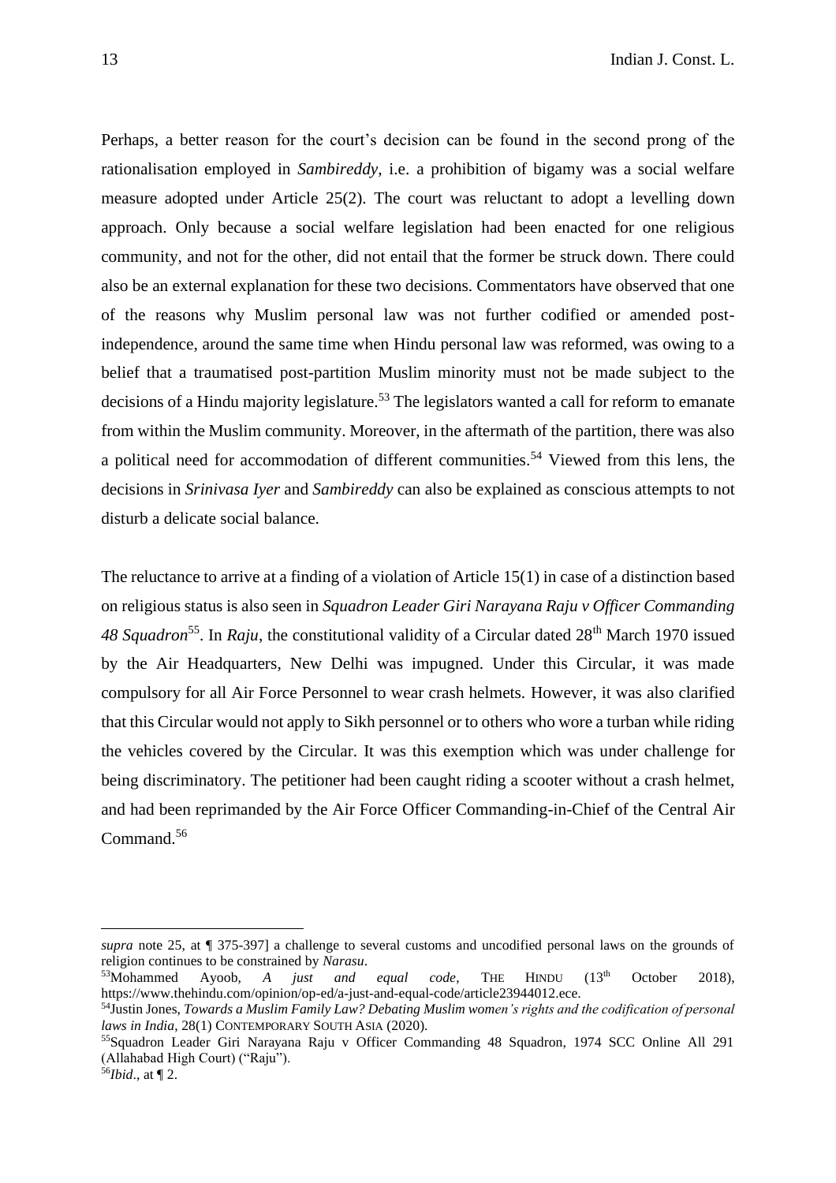Perhaps, a better reason for the court's decision can be found in the second prong of the rationalisation employed in *Sambireddy*, i.e. a prohibition of bigamy was a social welfare measure adopted under Article 25(2). The court was reluctant to adopt a levelling down approach. Only because a social welfare legislation had been enacted for one religious community, and not for the other, did not entail that the former be struck down. There could also be an external explanation for these two decisions. Commentators have observed that one of the reasons why Muslim personal law was not further codified or amended post-independence, around the same time when Hindu personal law was reformed, was owing to a belief that a traumatised post-partition Muslim minority must not be made subject to the decisions of a Hindu majority legislature.[53] The legislators wanted a call for reform to emanate from within the Muslim community. Moreover, in the aftermath of the partition, there was also a political need for accommodation of different communities.[54] Viewed from this lens, the decisions in *Srinivasa Iyer* and *Sambireddy* can also be explained as conscious attempts to not disturb a delicate social balance.

The reluctance to arrive at a finding of a violation of Article 15(1) in case of a distinction based on religious status is also seen in *Squadron Leader Giri Narayana Raju v Officer Commanding 48 Squadron*[55]. In *Raju*, the constitutional validity of a Circular dated 28th March 1970 issued by the Air Headquarters, New Delhi was impugned. Under this Circular, it was made compulsory for all Air Force Personnel to wear crash helmets. However, it was also clarified that this Circular would not apply to Sikh personnel or to others who wore a turban while riding the vehicles covered by the Circular. It was this exemption which was under challenge for being discriminatory. The petitioner had been caught riding a scooter without a crash helmet, and had been reprimanded by the Air Force Officer Commanding-in-Chief of the Central Air Command.[56]

---

*supra* note 25, at ¶ 375-397] a challenge to several customs and uncodified personal laws on the grounds of religion continues to be constrained by *Narasu*.

[53] Mohammed Ayoob, *A just and equal code*, THE HINDU (13th October 2018), https://www.thehindu.com/opinion/op-ed/a-just-and-equal-code/article23944012.ece.

[54] Justin Jones, *Towards a Muslim Family Law? Debating Muslim women's rights and the codification of personal laws in India*, 28(1) CONTEMPORARY SOUTH ASIA (2020).

[55] Squadron Leader Giri Narayana Raju v Officer Commanding 48 Squadron, 1974 SCC Online All 291 (Allahabad High Court) ("Raju").

[56] *Ibid*., at ¶ 2.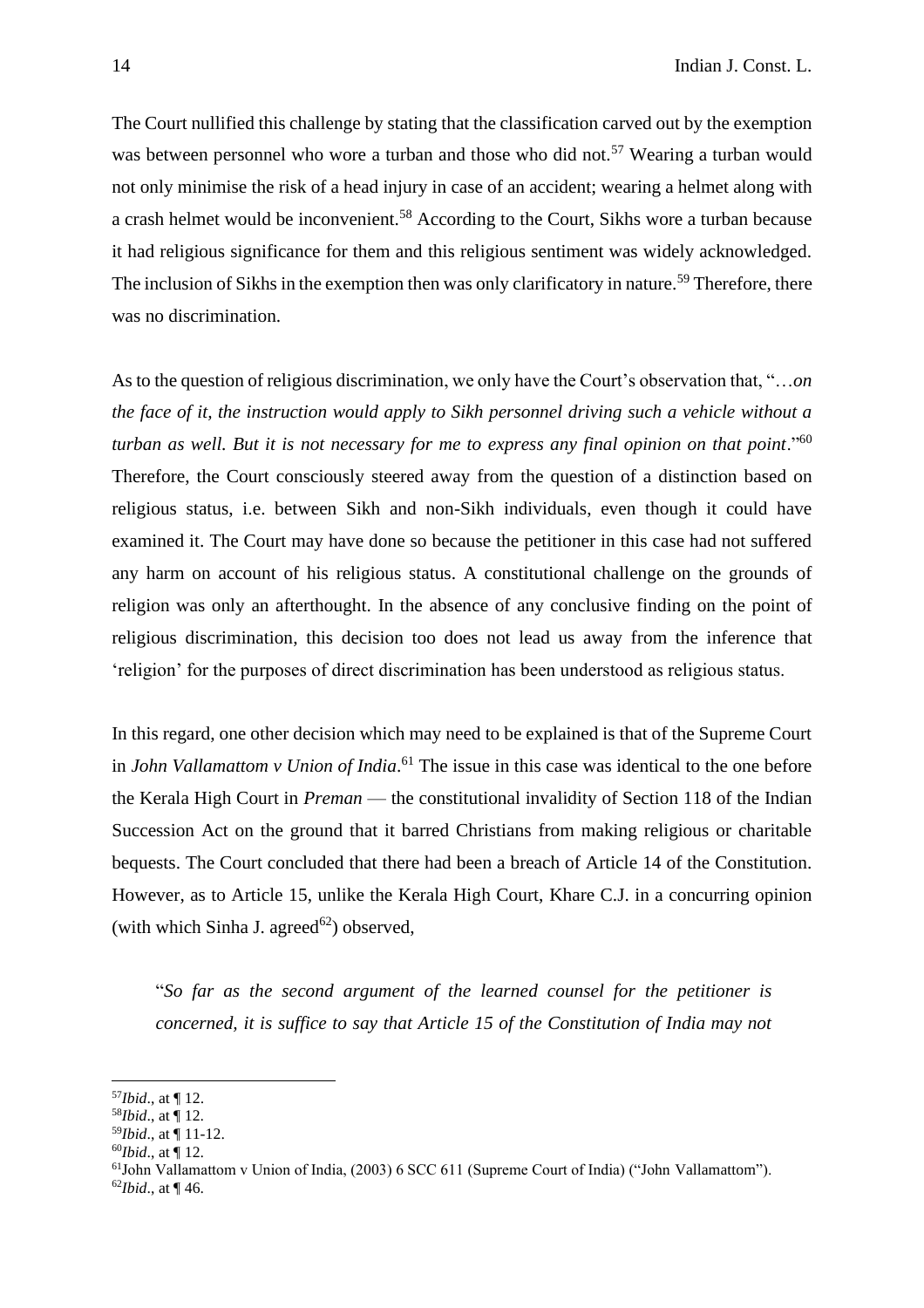The Court nullified this challenge by stating that the classification carved out by the exemption was between personnel who wore a turban and those who did not.[57] Wearing a turban would not only minimise the risk of a head injury in case of an accident; wearing a helmet along with a crash helmet would be inconvenient.[58] According to the Court, Sikhs wore a turban because it had religious significance for them and this religious sentiment was widely acknowledged. The inclusion of Sikhs in the exemption then was only clarificatory in nature.[59] Therefore, there was no discrimination.

As to the question of religious discrimination, we only have the Court's observation that, "…*on the face of it, the instruction would apply to Sikh personnel driving such a vehicle without a turban as well. But it is not necessary for me to express any final opinion on that point*."[60] Therefore, the Court consciously steered away from the question of a distinction based on religious status, i.e. between Sikh and non-Sikh individuals, even though it could have examined it. The Court may have done so because the petitioner in this case had not suffered any harm on account of his religious status. A constitutional challenge on the grounds of religion was only an afterthought. In the absence of any conclusive finding on the point of religious discrimination, this decision too does not lead us away from the inference that 'religion' for the purposes of direct discrimination has been understood as religious status.

In this regard, one other decision which may need to be explained is that of the Supreme Court in *John Vallamattom v Union of India*.[61] The issue in this case was identical to the one before the Kerala High Court in *Preman* — the constitutional invalidity of Section 118 of the Indian Succession Act on the ground that it barred Christians from making religious or charitable bequests. The Court concluded that there had been a breach of Article 14 of the Constitution. However, as to Article 15, unlike the Kerala High Court, Khare C.J. in a concurring opinion (with which Sinha J. agreed[62]) observed,

> "*So far as the second argument of the learned counsel for the petitioner is concerned, it is suffice to say that Article 15 of the Constitution of India may not*

---

[57] *Ibid*., at ¶ 12.

[58] *Ibid*., at ¶ 12.

[59] *Ibid*., at ¶ 11-12.

[60] *Ibid*., at ¶ 12.

[61] John Vallamattom v Union of India, (2003) 6 SCC 611 (Supreme Court of India) ("John Vallamattom").

[62] *Ibid*., at ¶ 46.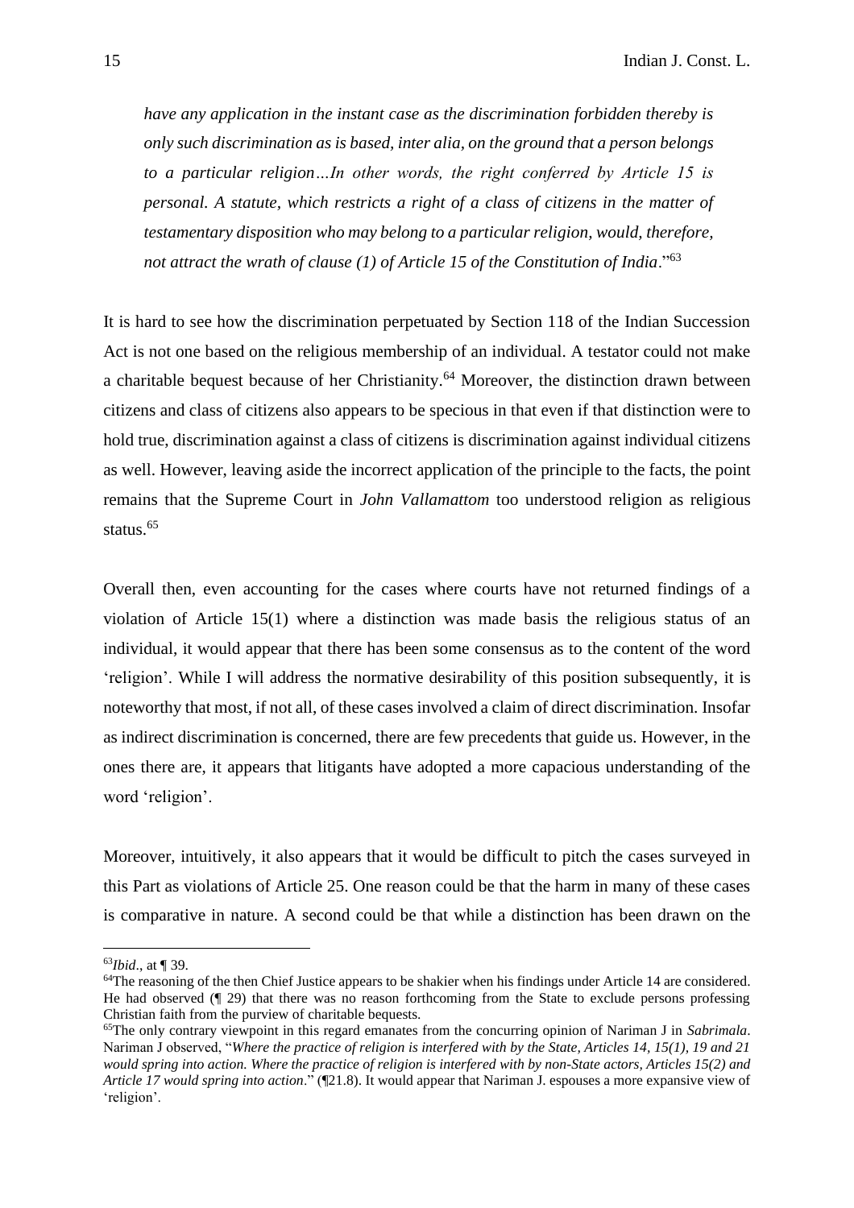*have any application in the instant case as the discrimination forbidden thereby is only such discrimination as is based, inter alia, on the ground that a person belongs to a particular religion…In other words, the right conferred by Article 15 is personal. A statute, which restricts a right of a class of citizens in the matter of testamentary disposition who may belong to a particular religion, would, therefore, not attract the wrath of clause (1) of Article 15 of the Constitution of India*."[63]

It is hard to see how the discrimination perpetuated by Section 118 of the Indian Succession Act is not one based on the religious membership of an individual. A testator could not make a charitable bequest because of her Christianity.[64] Moreover, the distinction drawn between citizens and class of citizens also appears to be specious in that even if that distinction were to hold true, discrimination against a class of citizens is discrimination against individual citizens as well. However, leaving aside the incorrect application of the principle to the facts, the point remains that the Supreme Court in *John Vallamattom* too understood religion as religious status.[65]

Overall then, even accounting for the cases where courts have not returned findings of a violation of Article 15(1) where a distinction was made basis the religious status of an individual, it would appear that there has been some consensus as to the content of the word 'religion'. While I will address the normative desirability of this position subsequently, it is noteworthy that most, if not all, of these cases involved a claim of direct discrimination. Insofar as indirect discrimination is concerned, there are few precedents that guide us. However, in the ones there are, it appears that litigants have adopted a more capacious understanding of the word 'religion'.

Moreover, intuitively, it also appears that it would be difficult to pitch the cases surveyed in this Part as violations of Article 25. One reason could be that the harm in many of these cases is comparative in nature. A second could be that while a distinction has been drawn on the

---

[63] *Ibid*., at ¶ 39.

[64] The reasoning of the then Chief Justice appears to be shakier when his findings under Article 14 are considered. He had observed (¶ 29) that there was no reason forthcoming from the State to exclude persons professing Christian faith from the purview of charitable bequests.

[65] The only contrary viewpoint in this regard emanates from the concurring opinion of Nariman J in *Sabrimala*. Nariman J observed, "*Where the practice of religion is interfered with by the State, Articles 14, 15(1), 19 and 21 would spring into action. Where the practice of religion is interfered with by non-State actors, Articles 15(2) and Article 17 would spring into action*." (¶21.8). It would appear that Nariman J. espouses a more expansive view of 'religion'.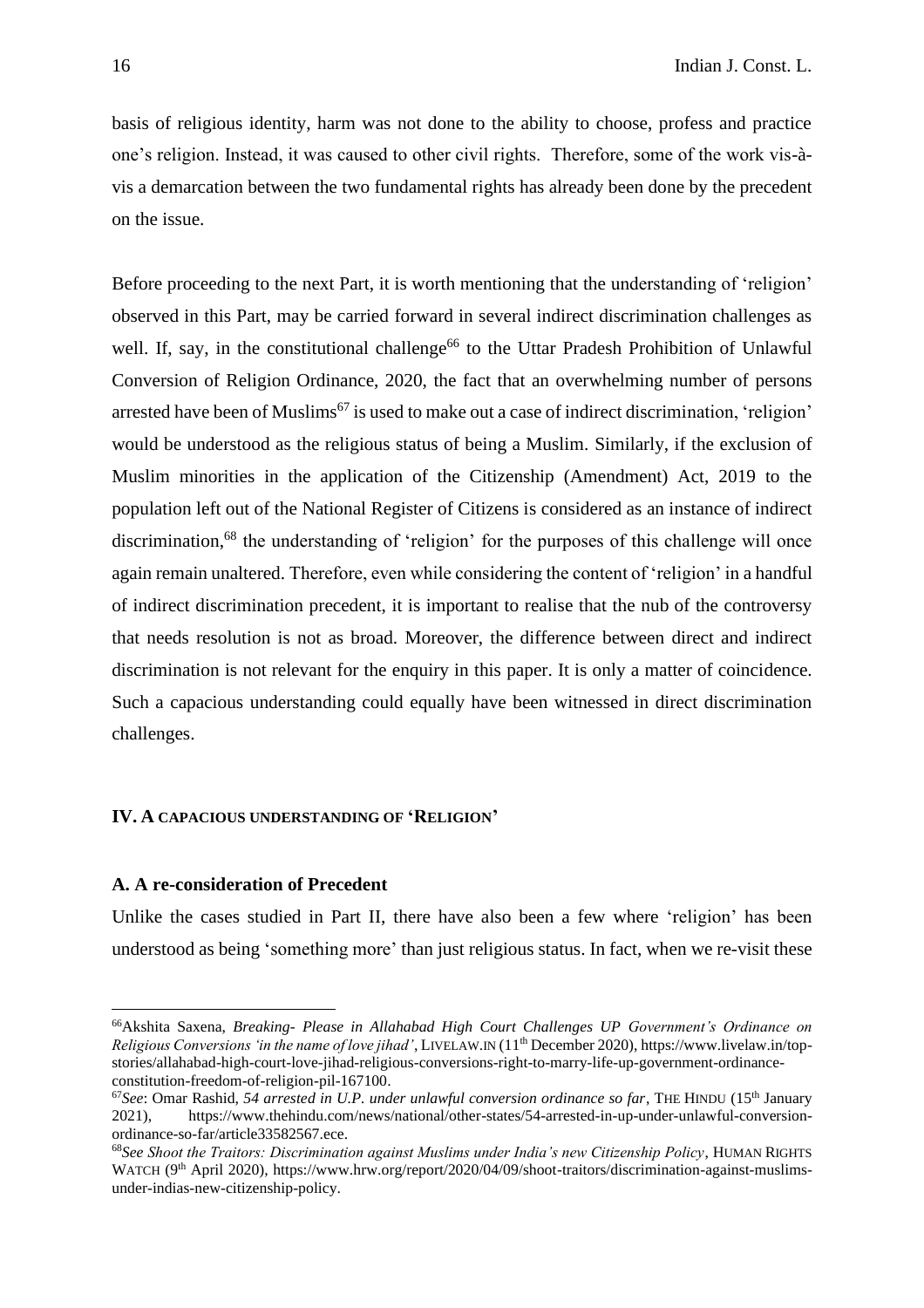basis of religious identity, harm was not done to the ability to choose, profess and practice one's religion. Instead, it was caused to other civil rights. Therefore, some of the work vis-à-vis a demarcation between the two fundamental rights has already been done by the precedent on the issue.

Before proceeding to the next Part, it is worth mentioning that the understanding of 'religion' observed in this Part, may be carried forward in several indirect discrimination challenges as well. If, say, in the constitutional challenge[66] to the Uttar Pradesh Prohibition of Unlawful Conversion of Religion Ordinance, 2020, the fact that an overwhelming number of persons arrested have been of Muslims[67] is used to make out a case of indirect discrimination, 'religion' would be understood as the religious status of being a Muslim. Similarly, if the exclusion of Muslim minorities in the application of the Citizenship (Amendment) Act, 2019 to the population left out of the National Register of Citizens is considered as an instance of indirect discrimination,[68] the understanding of 'religion' for the purposes of this challenge will once again remain unaltered. Therefore, even while considering the content of 'religion' in a handful of indirect discrimination precedent, it is important to realise that the nub of the controversy that needs resolution is not as broad. Moreover, the difference between direct and indirect discrimination is not relevant for the enquiry in this paper. It is only a matter of coincidence. Such a capacious understanding could equally have been witnessed in direct discrimination challenges.

## IV. A CAPACIOUS UNDERSTANDING OF 'RELIGION'

### A. A re-consideration of Precedent

Unlike the cases studied in Part II, there have also been a few where 'religion' has been understood as being 'something more' than just religious status. In fact, when we re-visit these

---

[66] Akshita Saxena, *Breaking- Please in Allahabad High Court Challenges UP Government's Ordinance on Religious Conversions 'in the name of love jihad'*, LIVELAW.IN (11th December 2020), https://www.livelaw.in/top-stories/allahabad-high-court-love-jihad-religious-conversions-right-to-marry-life-up-government-ordinance-constitution-freedom-of-religion-pil-167100.

[67] *See*: Omar Rashid, *54 arrested in U.P. under unlawful conversion ordinance so far*, THE HINDU (15th January 2021), https://www.thehindu.com/news/national/other-states/54-arrested-in-up-under-unlawful-conversion-ordinance-so-far/article33582567.ece.

[68] *See Shoot the Traitors: Discrimination against Muslims under India's new Citizenship Policy*, HUMAN RIGHTS WATCH (9th April 2020), https://www.hrw.org/report/2020/04/09/shoot-traitors/discrimination-against-muslims-under-indias-new-citizenship-policy.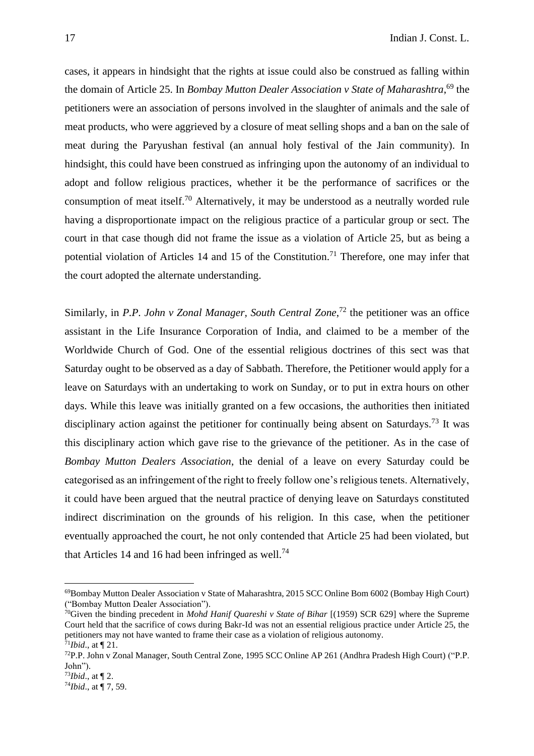cases, it appears in hindsight that the rights at issue could also be construed as falling within the domain of Article 25. In *Bombay Mutton Dealer Association v State of Maharashtra*,[69] the petitioners were an association of persons involved in the slaughter of animals and the sale of meat products, who were aggrieved by a closure of meat selling shops and a ban on the sale of meat during the Paryushan festival (an annual holy festival of the Jain community). In hindsight, this could have been construed as infringing upon the autonomy of an individual to adopt and follow religious practices, whether it be the performance of sacrifices or the consumption of meat itself.[70] Alternatively, it may be understood as a neutrally worded rule having a disproportionate impact on the religious practice of a particular group or sect. The court in that case though did not frame the issue as a violation of Article 25, but as being a potential violation of Articles 14 and 15 of the Constitution.[71] Therefore, one may infer that the court adopted the alternate understanding.

Similarly, in *P.P. John v Zonal Manager, South Central Zone*,[72] the petitioner was an office assistant in the Life Insurance Corporation of India, and claimed to be a member of the Worldwide Church of God. One of the essential religious doctrines of this sect was that Saturday ought to be observed as a day of Sabbath. Therefore, the Petitioner would apply for a leave on Saturdays with an undertaking to work on Sunday, or to put in extra hours on other days. While this leave was initially granted on a few occasions, the authorities then initiated disciplinary action against the petitioner for continually being absent on Saturdays.[73] It was this disciplinary action which gave rise to the grievance of the petitioner. As in the case of *Bombay Mutton Dealers Association*, the denial of a leave on every Saturday could be categorised as an infringement of the right to freely follow one's religious tenets. Alternatively, it could have been argued that the neutral practice of denying leave on Saturdays constituted indirect discrimination on the grounds of his religion. In this case, when the petitioner eventually approached the court, he not only contended that Article 25 had been violated, but that Articles 14 and 16 had been infringed as well.[74]

---

[69] Bombay Mutton Dealer Association v State of Maharashtra, 2015 SCC Online Bom 6002 (Bombay High Court) ("Bombay Mutton Dealer Association").

[70] Given the binding precedent in *Mohd Hanif Quareshi v State of Bihar* [(1959) SCR 629] where the Supreme Court held that the sacrifice of cows during Bakr-Id was not an essential religious practice under Article 25, the petitioners may not have wanted to frame their case as a violation of religious autonomy.

[71] *Ibid*., at ¶ 21.

[72] P.P. John v Zonal Manager, South Central Zone, 1995 SCC Online AP 261 (Andhra Pradesh High Court) ("P.P. John").

[73] *Ibid*., at ¶ 2.

[74] *Ibid*., at ¶ 7, 59.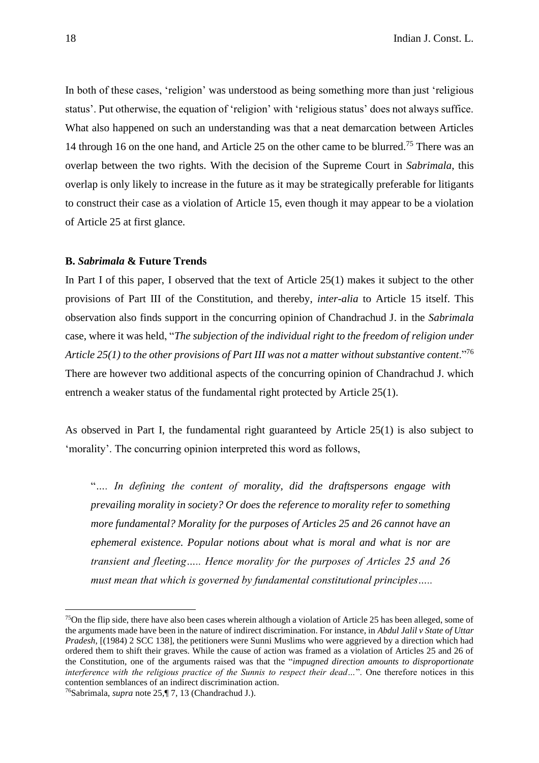In both of these cases, 'religion' was understood as being something more than just 'religious status'. Put otherwise, the equation of 'religion' with 'religious status' does not always suffice. What also happened on such an understanding was that a neat demarcation between Articles 14 through 16 on the one hand, and Article 25 on the other came to be blurred.[75] There was an overlap between the two rights. With the decision of the Supreme Court in *Sabrimala*, this overlap is only likely to increase in the future as it may be strategically preferable for litigants to construct their case as a violation of Article 15, even though it may appear to be a violation of Article 25 at first glance.

### B. *Sabrimala* & Future Trends

In Part I of this paper, I observed that the text of Article 25(1) makes it subject to the other provisions of Part III of the Constitution, and thereby, *inter-alia* to Article 15 itself. This observation also finds support in the concurring opinion of Chandrachud J. in the *Sabrimala* case, where it was held, "*The subjection of the individual right to the freedom of religion under Article 25(1) to the other provisions of Part III was not a matter without substantive content*."[76] There are however two additional aspects of the concurring opinion of Chandrachud J. which entrench a weaker status of the fundamental right protected by Article 25(1).

As observed in Part I, the fundamental right guaranteed by Article 25(1) is also subject to 'morality'. The concurring opinion interpreted this word as follows,

> "*…. In defining the content of morality, did the draftspersons engage with prevailing morality in society? Or does the reference to morality refer to something more fundamental? Morality for the purposes of Articles 25 and 26 cannot have an ephemeral existence. Popular notions about what is moral and what is nor are transient and fleeting….. Hence morality for the purposes of Articles 25 and 26 must mean that which is governed by fundamental constitutional principles…..*

---

[75] On the flip side, there have also been cases wherein although a violation of Article 25 has been alleged, some of the arguments made have been in the nature of indirect discrimination. For instance, in *Abdul Jalil v State of Uttar Pradesh*, [(1984) 2 SCC 138], the petitioners were Sunni Muslims who were aggrieved by a direction which had ordered them to shift their graves. While the cause of action was framed as a violation of Articles 25 and 26 of the Constitution, one of the arguments raised was that the "*impugned direction amounts to disproportionate interference with the religious practice of the Sunnis to respect their dead…*". One therefore notices in this contention semblances of an indirect discrimination action.

[76] Sabrimala, *supra* note 25,¶ 7, 13 (Chandrachud J.).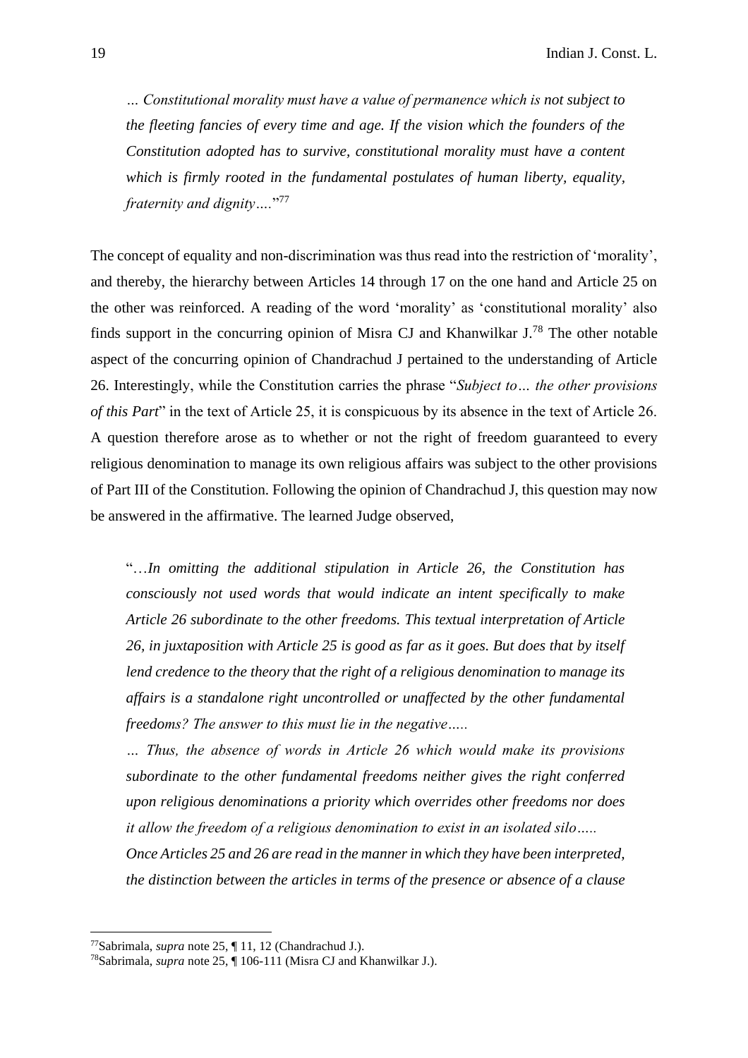> *… Constitutional morality must have a value of permanence which is not subject to the fleeting fancies of every time and age. If the vision which the founders of the Constitution adopted has to survive, constitutional morality must have a content which is firmly rooted in the fundamental postulates of human liberty, equality, fraternity and dignity….*"[77]

The concept of equality and non-discrimination was thus read into the restriction of 'morality', and thereby, the hierarchy between Articles 14 through 17 on the one hand and Article 25 on the other was reinforced. A reading of the word 'morality' as 'constitutional morality' also finds support in the concurring opinion of Misra CJ and Khanwilkar J.[78] The other notable aspect of the concurring opinion of Chandrachud J pertained to the understanding of Article 26. Interestingly, while the Constitution carries the phrase "*Subject to… the other provisions of this Part*" in the text of Article 25, it is conspicuous by its absence in the text of Article 26. A question therefore arose as to whether or not the right of freedom guaranteed to every religious denomination to manage its own religious affairs was subject to the other provisions of Part III of the Constitution. Following the opinion of Chandrachud J, this question may now be answered in the affirmative. The learned Judge observed,

> "…*In omitting the additional stipulation in Article 26, the Constitution has consciously not used words that would indicate an intent specifically to make Article 26 subordinate to the other freedoms. This textual interpretation of Article 26, in juxtaposition with Article 25 is good as far as it goes. But does that by itself lend credence to the theory that the right of a religious denomination to manage its affairs is a standalone right uncontrolled or unaffected by the other fundamental freedoms? The answer to this must lie in the negative…..*
>
> *… Thus, the absence of words in Article 26 which would make its provisions subordinate to the other fundamental freedoms neither gives the right conferred upon religious denominations a priority which overrides other freedoms nor does it allow the freedom of a religious denomination to exist in an isolated silo…..*
>
> *Once Articles 25 and 26 are read in the manner in which they have been interpreted, the distinction between the articles in terms of the presence or absence of a clause*

---

[77] Sabrimala, *supra* note 25, ¶ 11, 12 (Chandrachud J.).

[78] Sabrimala, *supra* note 25, ¶ 106-111 (Misra CJ and Khanwilkar J.).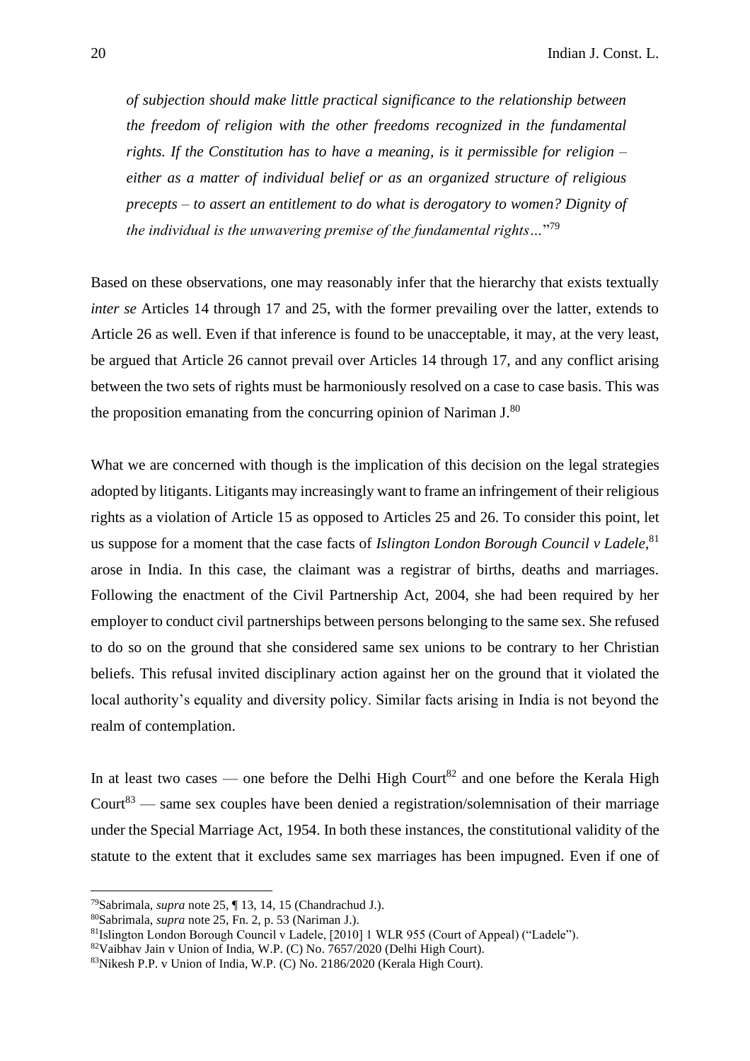*of subjection should make little practical significance to the relationship between the freedom of religion with the other freedoms recognized in the fundamental rights. If the Constitution has to have a meaning, is it permissible for religion – either as a matter of individual belief or as an organized structure of religious precepts – to assert an entitlement to do what is derogatory to women? Dignity of the individual is the unwavering premise of the fundamental rights…*"[79]

Based on these observations, one may reasonably infer that the hierarchy that exists textually *inter se* Articles 14 through 17 and 25, with the former prevailing over the latter, extends to Article 26 as well. Even if that inference is found to be unacceptable, it may, at the very least, be argued that Article 26 cannot prevail over Articles 14 through 17, and any conflict arising between the two sets of rights must be harmoniously resolved on a case to case basis. This was the proposition emanating from the concurring opinion of Nariman J.[80]

What we are concerned with though is the implication of this decision on the legal strategies adopted by litigants. Litigants may increasingly want to frame an infringement of their religious rights as a violation of Article 15 as opposed to Articles 25 and 26. To consider this point, let us suppose for a moment that the case facts of *Islington London Borough Council v Ladele*,[81] arose in India. In this case, the claimant was a registrar of births, deaths and marriages. Following the enactment of the Civil Partnership Act, 2004, she had been required by her employer to conduct civil partnerships between persons belonging to the same sex. She refused to do so on the ground that she considered same sex unions to be contrary to her Christian beliefs. This refusal invited disciplinary action against her on the ground that it violated the local authority's equality and diversity policy. Similar facts arising in India is not beyond the realm of contemplation.

In at least two cases — one before the Delhi High Court[82] and one before the Kerala High Court[83] — same sex couples have been denied a registration/solemnisation of their marriage under the Special Marriage Act, 1954. In both these instances, the constitutional validity of the statute to the extent that it excludes same sex marriages has been impugned. Even if one of

---

[79] Sabrimala, *supra* note 25, ¶ 13, 14, 15 (Chandrachud J.).

[80] Sabrimala, *supra* note 25, Fn. 2, p. 53 (Nariman J.).

[81] Islington London Borough Council v Ladele, [2010] 1 WLR 955 (Court of Appeal) ("Ladele").

[82] Vaibhav Jain v Union of India, W.P. (C) No. 7657/2020 (Delhi High Court).

[83] Nikesh P.P. v Union of India, W.P. (C) No. 2186/2020 (Kerala High Court).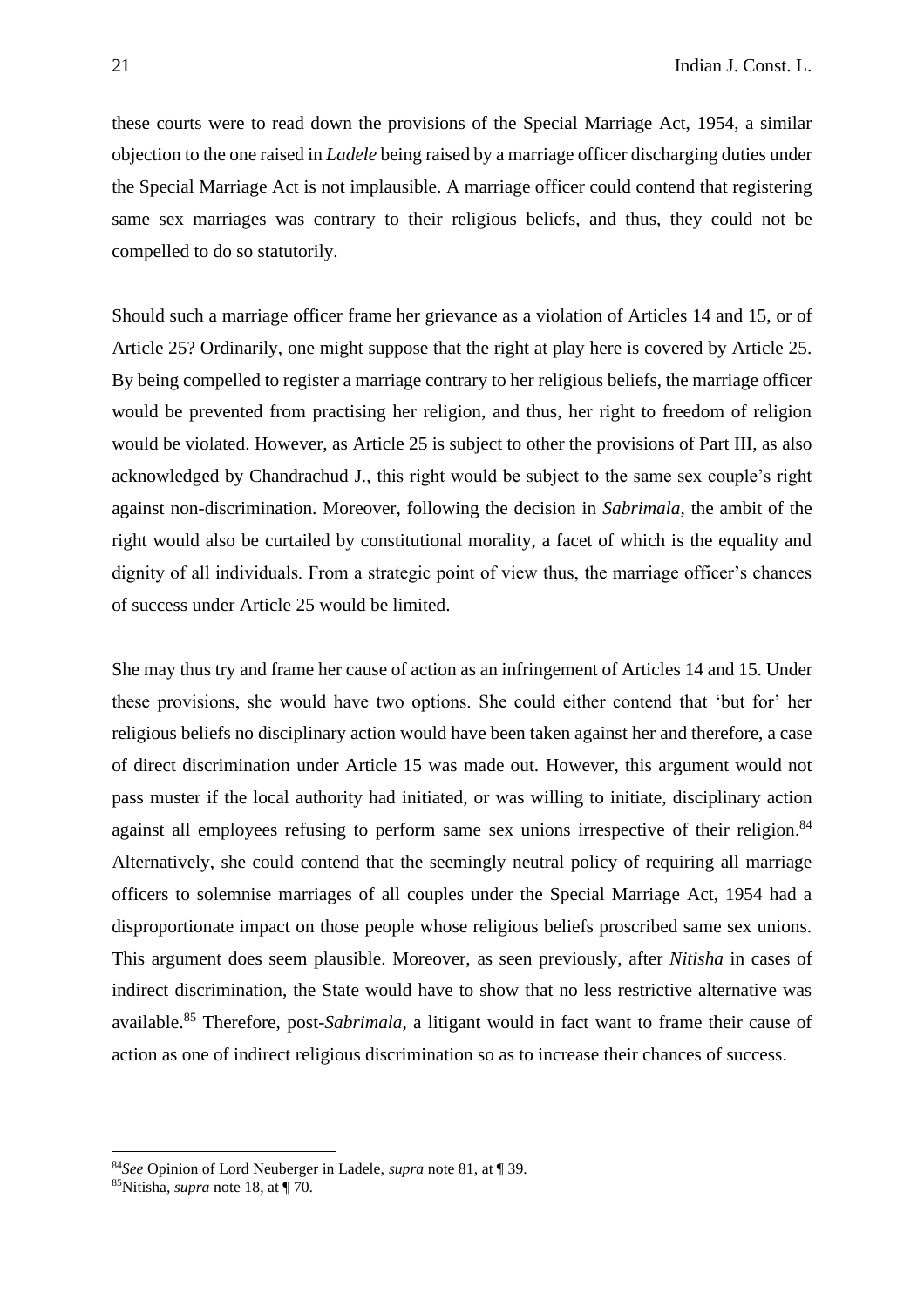these courts were to read down the provisions of the Special Marriage Act, 1954, a similar objection to the one raised in *Ladele* being raised by a marriage officer discharging duties under the Special Marriage Act is not implausible. A marriage officer could contend that registering same sex marriages was contrary to their religious beliefs, and thus, they could not be compelled to do so statutorily.

Should such a marriage officer frame her grievance as a violation of Articles 14 and 15, or of Article 25? Ordinarily, one might suppose that the right at play here is covered by Article 25. By being compelled to register a marriage contrary to her religious beliefs, the marriage officer would be prevented from practising her religion, and thus, her right to freedom of religion would be violated. However, as Article 25 is subject to other the provisions of Part III, as also acknowledged by Chandrachud J., this right would be subject to the same sex couple's right against non-discrimination. Moreover, following the decision in *Sabrimala*, the ambit of the right would also be curtailed by constitutional morality, a facet of which is the equality and dignity of all individuals. From a strategic point of view thus, the marriage officer's chances of success under Article 25 would be limited.

She may thus try and frame her cause of action as an infringement of Articles 14 and 15. Under these provisions, she would have two options. She could either contend that 'but for' her religious beliefs no disciplinary action would have been taken against her and therefore, a case of direct discrimination under Article 15 was made out. However, this argument would not pass muster if the local authority had initiated, or was willing to initiate, disciplinary action against all employees refusing to perform same sex unions irrespective of their religion.[84] Alternatively, she could contend that the seemingly neutral policy of requiring all marriage officers to solemnise marriages of all couples under the Special Marriage Act, 1954 had a disproportionate impact on those people whose religious beliefs proscribed same sex unions. This argument does seem plausible. Moreover, as seen previously, after *Nitisha* in cases of indirect discrimination, the State would have to show that no less restrictive alternative was available.[85] Therefore, post-*Sabrimala*, a litigant would in fact want to frame their cause of action as one of indirect religious discrimination so as to increase their chances of success.

---

[84] *See* Opinion of Lord Neuberger in Ladele, *supra* note 81, at ¶ 39.

[85] Nitisha, *supra* note 18, at ¶ 70.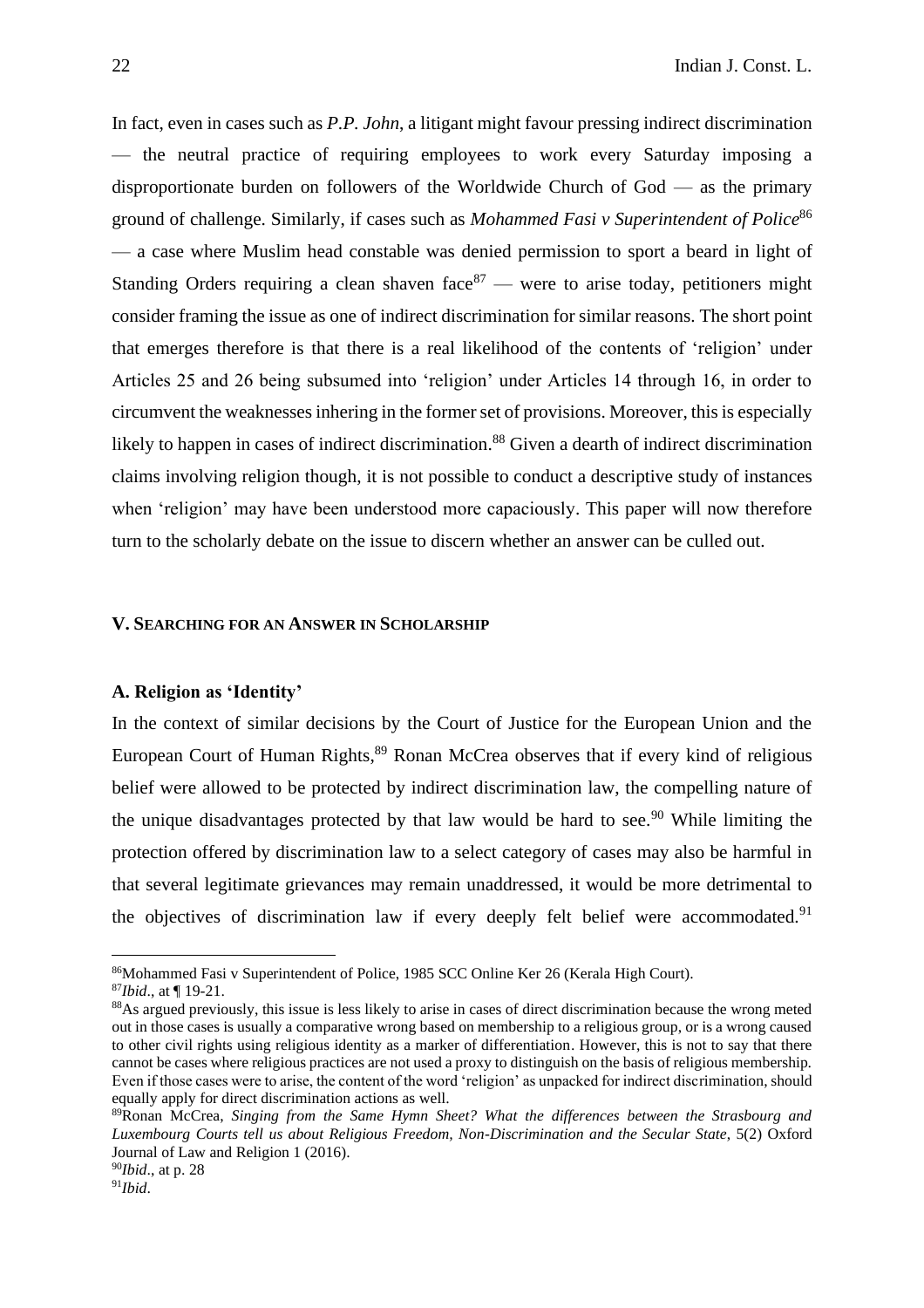In fact, even in cases such as *P.P. John*, a litigant might favour pressing indirect discrimination — the neutral practice of requiring employees to work every Saturday imposing a disproportionate burden on followers of the Worldwide Church of God — as the primary ground of challenge. Similarly, if cases such as *Mohammed Fasi v Superintendent of Police*[86] — a case where Muslim head constable was denied permission to sport a beard in light of Standing Orders requiring a clean shaven face[87] — were to arise today, petitioners might consider framing the issue as one of indirect discrimination for similar reasons. The short point that emerges therefore is that there is a real likelihood of the contents of 'religion' under Articles 25 and 26 being subsumed into 'religion' under Articles 14 through 16, in order to circumvent the weaknesses inhering in the former set of provisions. Moreover, this is especially likely to happen in cases of indirect discrimination.[88] Given a dearth of indirect discrimination claims involving religion though, it is not possible to conduct a descriptive study of instances when 'religion' may have been understood more capaciously. This paper will now therefore turn to the scholarly debate on the issue to discern whether an answer can be culled out.

## V. Searching for an Answer in Scholarship

### A. Religion as 'Identity'

In the context of similar decisions by the Court of Justice for the European Union and the European Court of Human Rights,[89] Ronan McCrea observes that if every kind of religious belief were allowed to be protected by indirect discrimination law, the compelling nature of the unique disadvantages protected by that law would be hard to see.[90] While limiting the protection offered by discrimination law to a select category of cases may also be harmful in that several legitimate grievances may remain unaddressed, it would be more detrimental to the objectives of discrimination law if every deeply felt belief were accommodated.[91]

---

[86] Mohammed Fasi v Superintendent of Police, 1985 SCC Online Ker 26 (Kerala High Court).

[87] *Ibid*., at ¶ 19-21.

[88] As argued previously, this issue is less likely to arise in cases of direct discrimination because the wrong meted out in those cases is usually a comparative wrong based on membership to a religious group, or is a wrong caused to other civil rights using religious identity as a marker of differentiation. However, this is not to say that there cannot be cases where religious practices are not used a proxy to distinguish on the basis of religious membership. Even if those cases were to arise, the content of the word 'religion' as unpacked for indirect discrimination, should equally apply for direct discrimination actions as well.

[89] Ronan McCrea, *Singing from the Same Hymn Sheet? What the differences between the Strasbourg and Luxembourg Courts tell us about Religious Freedom, Non-Discrimination and the Secular State*, 5(2) Oxford Journal of Law and Religion 1 (2016).

[90] *Ibid*., at p. 28

[91] *Ibid*.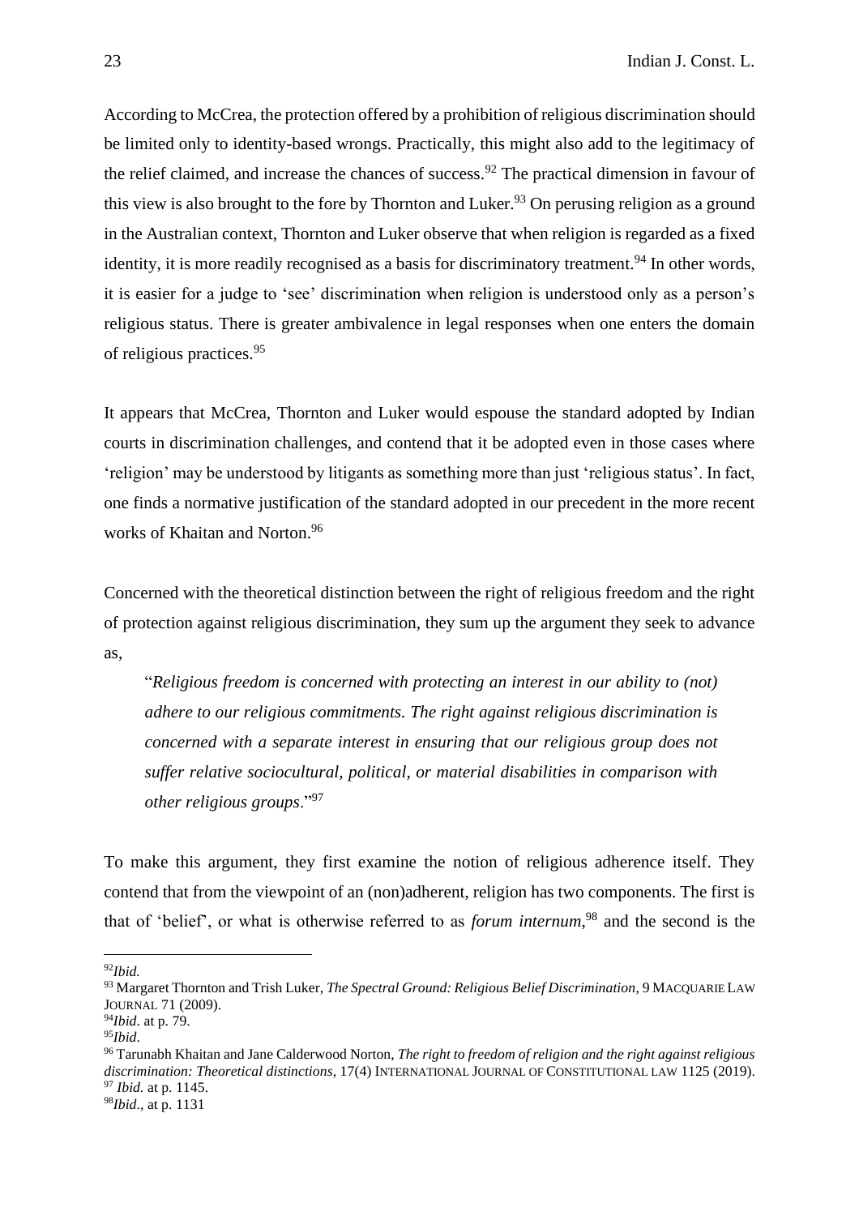According to McCrea, the protection offered by a prohibition of religious discrimination should be limited only to identity-based wrongs. Practically, this might also add to the legitimacy of the relief claimed, and increase the chances of success.[92] The practical dimension in favour of this view is also brought to the fore by Thornton and Luker.[93] On perusing religion as a ground in the Australian context, Thornton and Luker observe that when religion is regarded as a fixed identity, it is more readily recognised as a basis for discriminatory treatment.[94] In other words, it is easier for a judge to 'see' discrimination when religion is understood only as a person's religious status. There is greater ambivalence in legal responses when one enters the domain of religious practices.[95]

It appears that McCrea, Thornton and Luker would espouse the standard adopted by Indian courts in discrimination challenges, and contend that it be adopted even in those cases where 'religion' may be understood by litigants as something more than just 'religious status'. In fact, one finds a normative justification of the standard adopted in our precedent in the more recent works of Khaitan and Norton.[96]

Concerned with the theoretical distinction between the right of religious freedom and the right of protection against religious discrimination, they sum up the argument they seek to advance as,

> "*Religious freedom is concerned with protecting an interest in our ability to (not) adhere to our religious commitments. The right against religious discrimination is concerned with a separate interest in ensuring that our religious group does not suffer relative sociocultural, political, or material disabilities in comparison with other religious groups*."[97]

To make this argument, they first examine the notion of religious adherence itself. They contend that from the viewpoint of an (non)adherent, religion has two components. The first is that of 'belief', or what is otherwise referred to as *forum internum*,[98] and the second is the

---

[92] *Ibid.*

[93] Margaret Thornton and Trish Luker, *The Spectral Ground: Religious Belief Discrimination*, 9 MACQUARIE LAW JOURNAL 71 (2009).

[94] *Ibid*. at p. 79.

[95] *Ibid*.

[96] Tarunabh Khaitan and Jane Calderwood Norton, *The right to freedom of religion and the right against religious discrimination: Theoretical distinctions*, 17(4) INTERNATIONAL JOURNAL OF CONSTITUTIONAL LAW 1125 (2019).

[97] *Ibid.* at p. 1145.

[98] *Ibid*., at p. 1131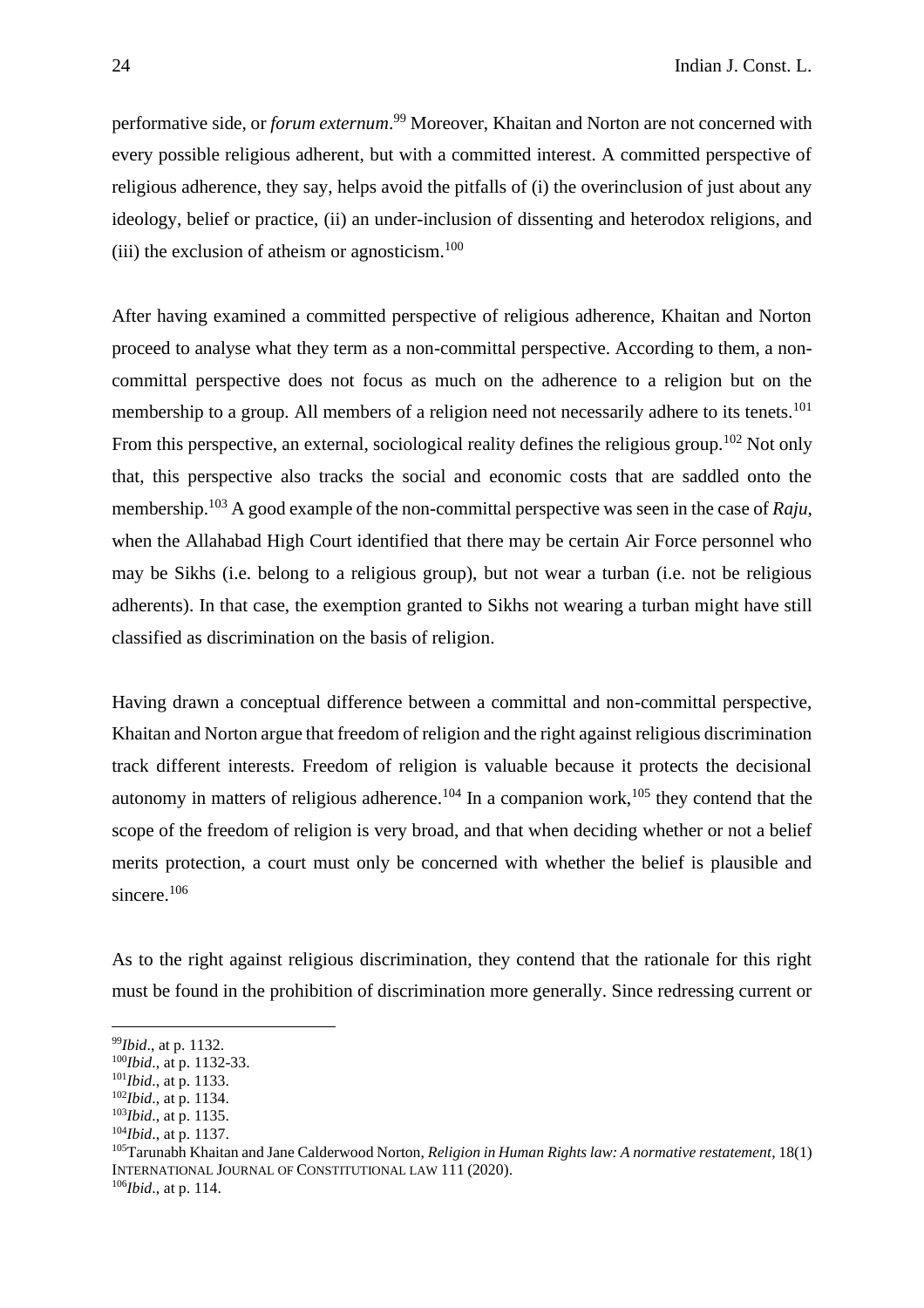performative side, or *forum externum*.[99] Moreover, Khaitan and Norton are not concerned with every possible religious adherent, but with a committed interest. A committed perspective of religious adherence, they say, helps avoid the pitfalls of (i) the overinclusion of just about any ideology, belief or practice, (ii) an under-inclusion of dissenting and heterodox religions, and (iii) the exclusion of atheism or agnosticism.[100]

After having examined a committed perspective of religious adherence, Khaitan and Norton proceed to analyse what they term as a non-committal perspective. According to them, a non-committal perspective does not focus as much on the adherence to a religion but on the membership to a group. All members of a religion need not necessarily adhere to its tenets.[101] From this perspective, an external, sociological reality defines the religious group.[102] Not only that, this perspective also tracks the social and economic costs that are saddled onto the membership.[103] A good example of the non-committal perspective was seen in the case of *Raju*, when the Allahabad High Court identified that there may be certain Air Force personnel who may be Sikhs (i.e. belong to a religious group), but not wear a turban (i.e. not be religious adherents). In that case, the exemption granted to Sikhs not wearing a turban might have still classified as discrimination on the basis of religion.

Having drawn a conceptual difference between a committal and non-committal perspective, Khaitan and Norton argue that freedom of religion and the right against religious discrimination track different interests. Freedom of religion is valuable because it protects the decisional autonomy in matters of religious adherence.[104] In a companion work,[105] they contend that the scope of the freedom of religion is very broad, and that when deciding whether or not a belief merits protection, a court must only be concerned with whether the belief is plausible and sincere.[106]

As to the right against religious discrimination, they contend that the rationale for this right must be found in the prohibition of discrimination more generally. Since redressing current or

---

[99]*Ibid*., at p. 1132.
[100]*Ibid*., at p. 1132-33.
[101]*Ibid*., at p. 1133.
[102]*Ibid*., at p. 1134.
[103]*Ibid*., at p. 1135.
[104]*Ibid*., at p. 1137.
[105]Tarunabh Khaitan and Jane Calderwood Norton, *Religion in Human Rights law: A normative restatement*, 18(1) INTERNATIONAL JOURNAL OF CONSTITUTIONAL LAW 111 (2020).
[106]*Ibid*., at p. 114.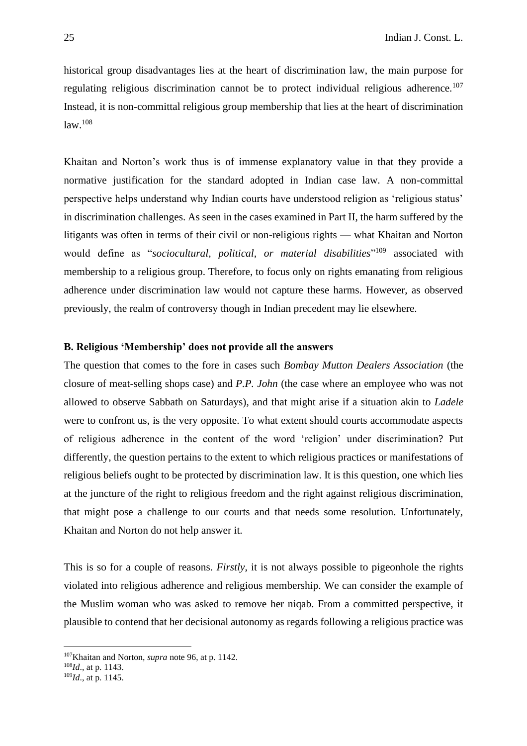historical group disadvantages lies at the heart of discrimination law, the main purpose for regulating religious discrimination cannot be to protect individual religious adherence.[107] Instead, it is non-committal religious group membership that lies at the heart of discrimination law.[108]

Khaitan and Norton's work thus is of immense explanatory value in that they provide a normative justification for the standard adopted in Indian case law. A non-committal perspective helps understand why Indian courts have understood religion as 'religious status' in discrimination challenges. As seen in the cases examined in Part II, the harm suffered by the litigants was often in terms of their civil or non-religious rights — what Khaitan and Norton would define as "*sociocultural, political, or material disabilities*"[109] associated with membership to a religious group. Therefore, to focus only on rights emanating from religious adherence under discrimination law would not capture these harms. However, as observed previously, the realm of controversy though in Indian precedent may lie elsewhere.

**B. Religious 'Membership' does not provide all the answers**

The question that comes to the fore in cases such *Bombay Mutton Dealers Association* (the closure of meat-selling shops case) and *P.P. John* (the case where an employee who was not allowed to observe Sabbath on Saturdays), and that might arise if a situation akin to *Ladele* were to confront us, is the very opposite. To what extent should courts accommodate aspects of religious adherence in the content of the word 'religion' under discrimination? Put differently, the question pertains to the extent to which religious practices or manifestations of religious beliefs ought to be protected by discrimination law. It is this question, one which lies at the juncture of the right to religious freedom and the right against religious discrimination, that might pose a challenge to our courts and that needs some resolution. Unfortunately, Khaitan and Norton do not help answer it.

This is so for a couple of reasons. *Firstly*, it is not always possible to pigeonhole the rights violated into religious adherence and religious membership. We can consider the example of the Muslim woman who was asked to remove her niqab. From a committed perspective, it plausible to contend that her decisional autonomy as regards following a religious practice was

---

[107] Khaitan and Norton, *supra* note 96, at p. 1142.
[108] *Id*., at p. 1143.
[109] *Id*., at p. 1145.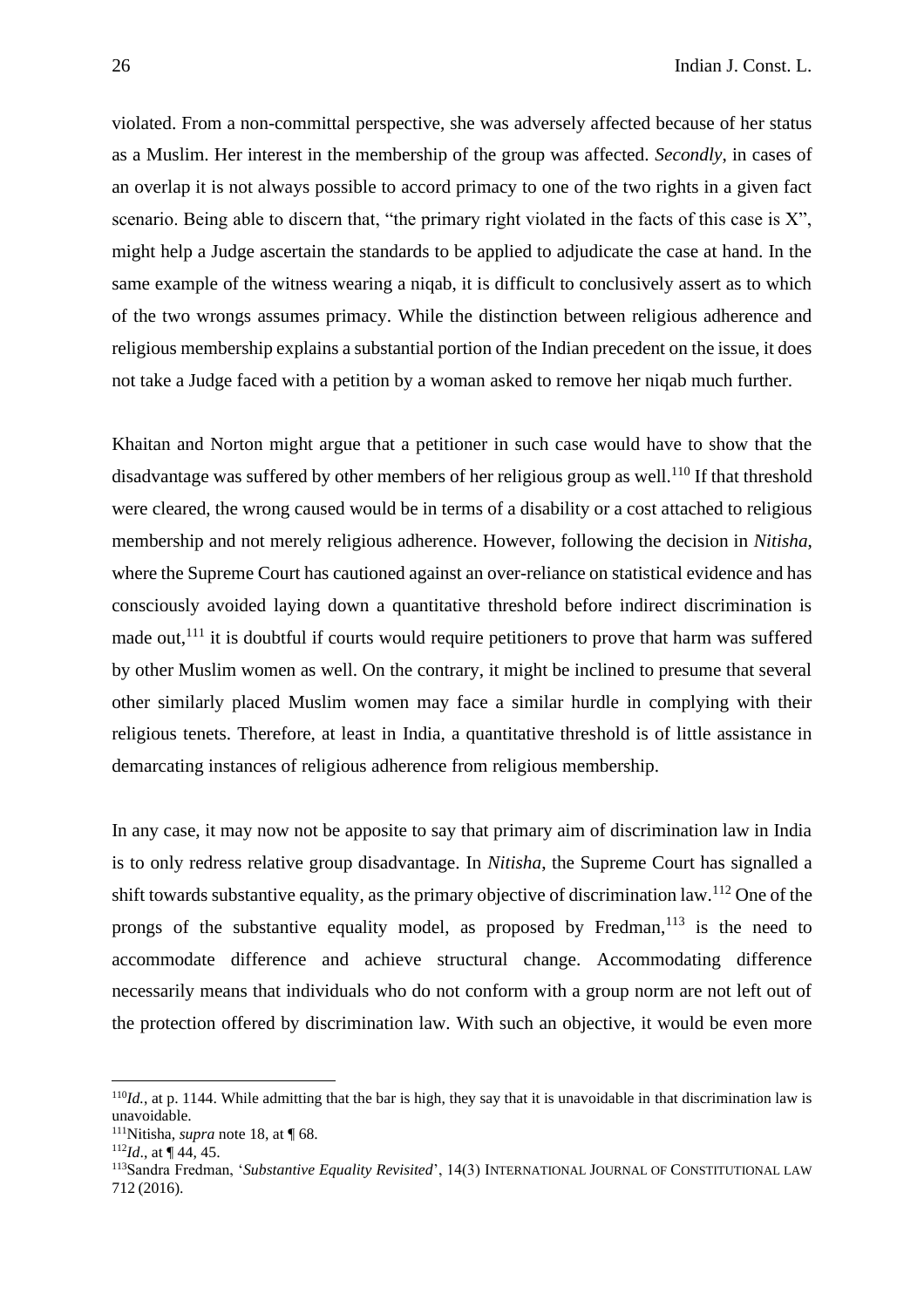violated. From a non-committal perspective, she was adversely affected because of her status as a Muslim. Her interest in the membership of the group was affected. *Secondly*, in cases of an overlap it is not always possible to accord primacy to one of the two rights in a given fact scenario. Being able to discern that, "the primary right violated in the facts of this case is X", might help a Judge ascertain the standards to be applied to adjudicate the case at hand. In the same example of the witness wearing a niqab, it is difficult to conclusively assert as to which of the two wrongs assumes primacy. While the distinction between religious adherence and religious membership explains a substantial portion of the Indian precedent on the issue, it does not take a Judge faced with a petition by a woman asked to remove her niqab much further.

Khaitan and Norton might argue that a petitioner in such case would have to show that the disadvantage was suffered by other members of her religious group as well.[110] If that threshold were cleared, the wrong caused would be in terms of a disability or a cost attached to religious membership and not merely religious adherence. However, following the decision in *Nitisha*, where the Supreme Court has cautioned against an over-reliance on statistical evidence and has consciously avoided laying down a quantitative threshold before indirect discrimination is made out,[111] it is doubtful if courts would require petitioners to prove that harm was suffered by other Muslim women as well. On the contrary, it might be inclined to presume that several other similarly placed Muslim women may face a similar hurdle in complying with their religious tenets. Therefore, at least in India, a quantitative threshold is of little assistance in demarcating instances of religious adherence from religious membership.

In any case, it may now not be apposite to say that primary aim of discrimination law in India is to only redress relative group disadvantage. In *Nitisha*, the Supreme Court has signalled a shift towards substantive equality, as the primary objective of discrimination law.[112] One of the prongs of the substantive equality model, as proposed by Fredman,[113] is the need to accommodate difference and achieve structural change. Accommodating difference necessarily means that individuals who do not conform with a group norm are not left out of the protection offered by discrimination law. With such an objective, it would be even more

---

[110] *Id.*, at p. 1144. While admitting that the bar is high, they say that it is unavoidable in that discrimination law is unavoidable.

[111] Nitisha, *supra* note 18, at ¶ 68.

[112] *Id.*, at ¶ 44, 45.

[113] Sandra Fredman, '*Substantive Equality Revisited*', 14(3) INTERNATIONAL JOURNAL OF CONSTITUTIONAL LAW 712 (2016).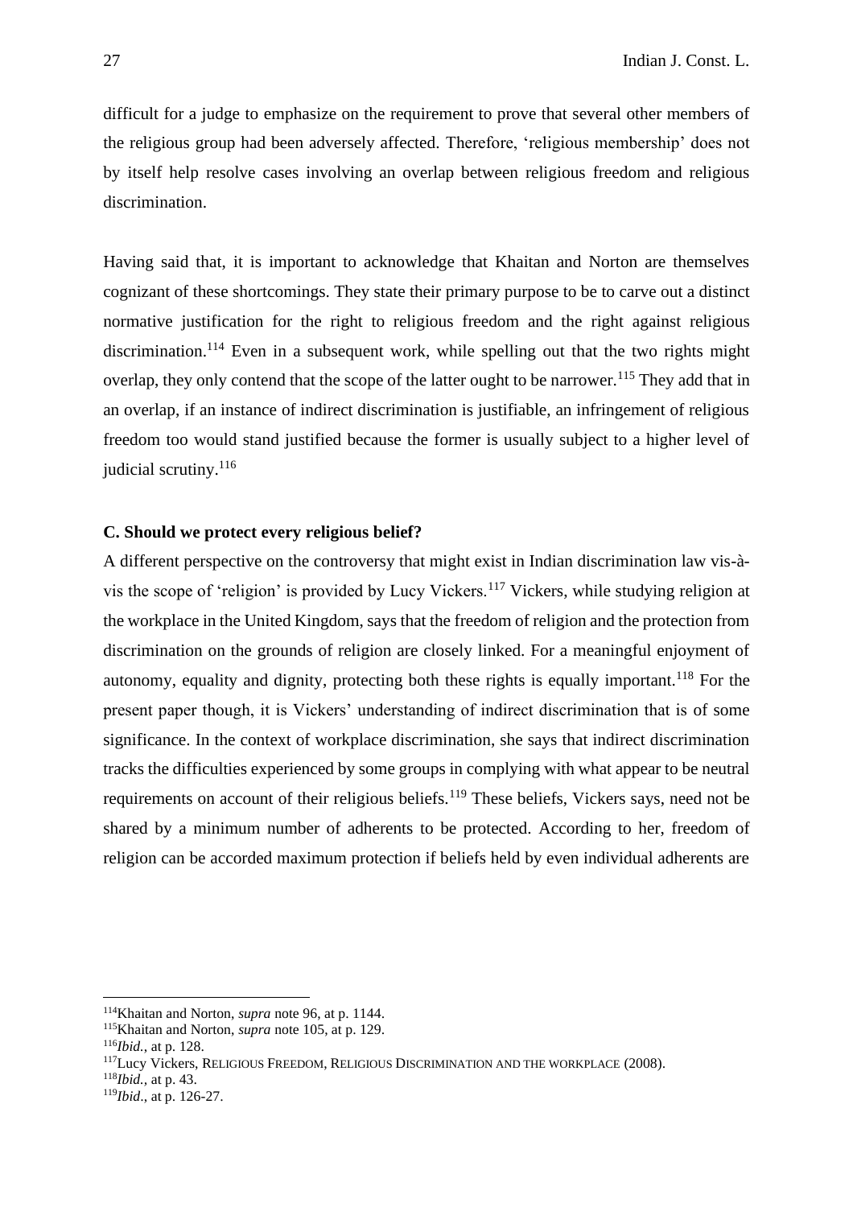difficult for a judge to emphasize on the requirement to prove that several other members of the religious group had been adversely affected. Therefore, 'religious membership' does not by itself help resolve cases involving an overlap between religious freedom and religious discrimination.

Having said that, it is important to acknowledge that Khaitan and Norton are themselves cognizant of these shortcomings. They state their primary purpose to be to carve out a distinct normative justification for the right to religious freedom and the right against religious discrimination.[114] Even in a subsequent work, while spelling out that the two rights might overlap, they only contend that the scope of the latter ought to be narrower.[115] They add that in an overlap, if an instance of indirect discrimination is justifiable, an infringement of religious freedom too would stand justified because the former is usually subject to a higher level of judicial scrutiny.[116]

### C. Should we protect every religious belief?

A different perspective on the controversy that might exist in Indian discrimination law vis-à-vis the scope of 'religion' is provided by Lucy Vickers.[117] Vickers, while studying religion at the workplace in the United Kingdom, says that the freedom of religion and the protection from discrimination on the grounds of religion are closely linked. For a meaningful enjoyment of autonomy, equality and dignity, protecting both these rights is equally important.[118] For the present paper though, it is Vickers' understanding of indirect discrimination that is of some significance. In the context of workplace discrimination, she says that indirect discrimination tracks the difficulties experienced by some groups in complying with what appear to be neutral requirements on account of their religious beliefs.[119] These beliefs, Vickers says, need not be shared by a minimum number of adherents to be protected. According to her, freedom of religion can be accorded maximum protection if beliefs held by even individual adherents are

---

[114] Khaitan and Norton, *supra* note 96, at p. 1144.

[115] Khaitan and Norton, *supra* note 105, at p. 129.

[116] *Ibid.*, at p. 128.

[117] Lucy Vickers, Religious Freedom, Religious Discrimination and the workplace (2008).

[118] *Ibid.*, at p. 43.

[119] *Ibid*., at p. 126-27.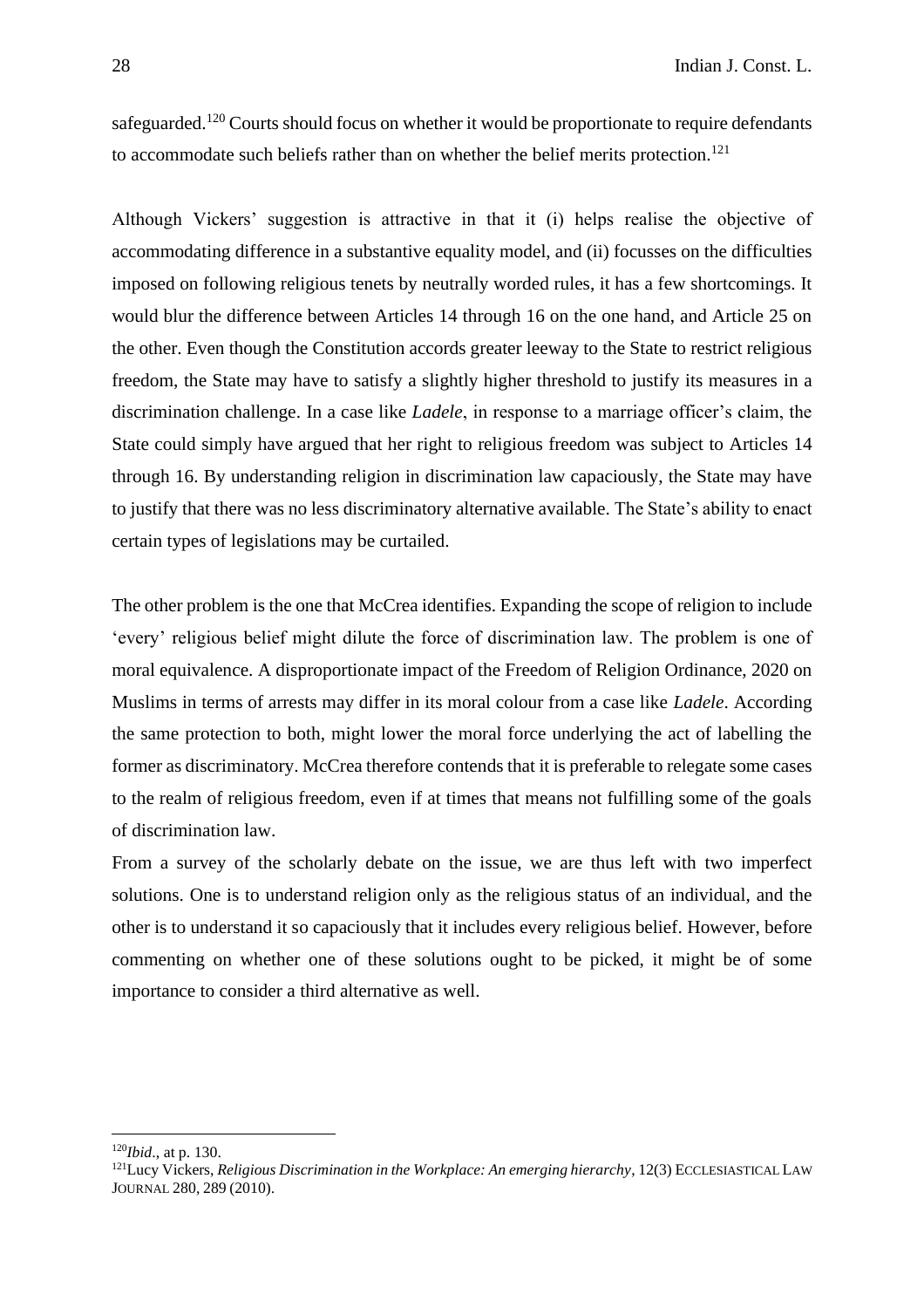safeguarded.[120] Courts should focus on whether it would be proportionate to require defendants to accommodate such beliefs rather than on whether the belief merits protection.[121]

Although Vickers' suggestion is attractive in that it (i) helps realise the objective of accommodating difference in a substantive equality model, and (ii) focusses on the difficulties imposed on following religious tenets by neutrally worded rules, it has a few shortcomings. It would blur the difference between Articles 14 through 16 on the one hand, and Article 25 on the other. Even though the Constitution accords greater leeway to the State to restrict religious freedom, the State may have to satisfy a slightly higher threshold to justify its measures in a discrimination challenge. In a case like *Ladele*, in response to a marriage officer's claim, the State could simply have argued that her right to religious freedom was subject to Articles 14 through 16. By understanding religion in discrimination law capaciously, the State may have to justify that there was no less discriminatory alternative available. The State's ability to enact certain types of legislations may be curtailed.

The other problem is the one that McCrea identifies. Expanding the scope of religion to include 'every' religious belief might dilute the force of discrimination law. The problem is one of moral equivalence. A disproportionate impact of the Freedom of Religion Ordinance, 2020 on Muslims in terms of arrests may differ in its moral colour from a case like *Ladele*. According the same protection to both, might lower the moral force underlying the act of labelling the former as discriminatory. McCrea therefore contends that it is preferable to relegate some cases to the realm of religious freedom, even if at times that means not fulfilling some of the goals of discrimination law.

From a survey of the scholarly debate on the issue, we are thus left with two imperfect solutions. One is to understand religion only as the religious status of an individual, and the other is to understand it so capaciously that it includes every religious belief. However, before commenting on whether one of these solutions ought to be picked, it might be of some importance to consider a third alternative as well.

---

[120] *Ibid*., at p. 130.

[121] Lucy Vickers, *Religious Discrimination in the Workplace: An emerging hierarchy*, 12(3) ECCLESIASTICAL LAW JOURNAL 280, 289 (2010).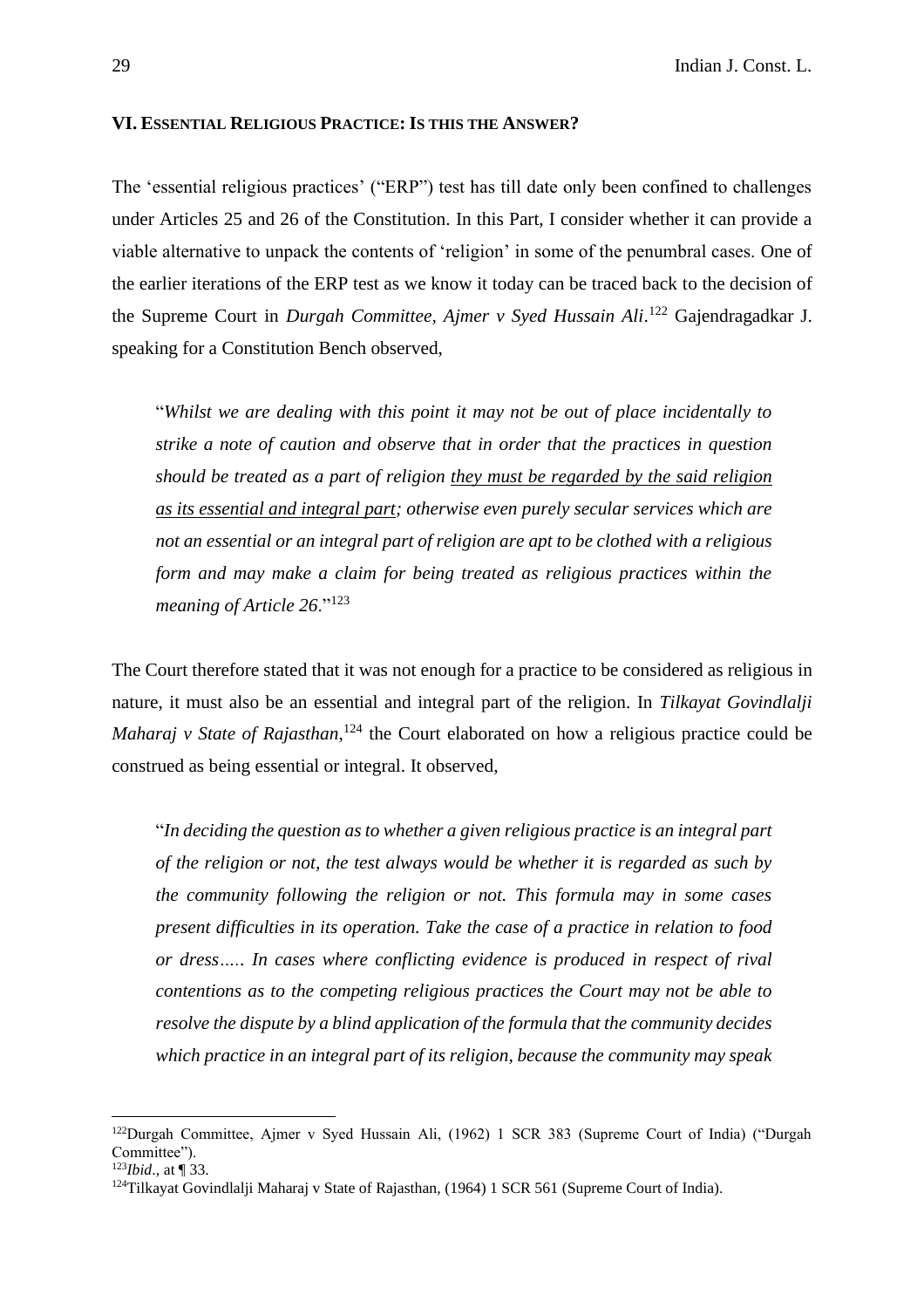## VI. Essential Religious Practice: Is this the Answer?

The 'essential religious practices' ("ERP") test has till date only been confined to challenges under Articles 25 and 26 of the Constitution. In this Part, I consider whether it can provide a viable alternative to unpack the contents of 'religion' in some of the penumbral cases. One of the earlier iterations of the ERP test as we know it today can be traced back to the decision of the Supreme Court in *Durgah Committee, Ajmer v Syed Hussain Ali*.[122] Gajendragadkar J. speaking for a Constitution Bench observed,

> "*Whilst we are dealing with this point it may not be out of place incidentally to strike a note of caution and observe that in order that the practices in question should be treated as a part of religion <u>they must be regarded by the said religion as its essential and integral part</u>; otherwise even purely secular services which are not an essential or an integral part of religion are apt to be clothed with a religious form and may make a claim for being treated as religious practices within the meaning of Article 26*."[123]

The Court therefore stated that it was not enough for a practice to be considered as religious in nature, it must also be an essential and integral part of the religion. In *Tilkayat Govindlalji Maharaj v State of Rajasthan*,[124] the Court elaborated on how a religious practice could be construed as being essential or integral. It observed,

> "*In deciding the question as to whether a given religious practice is an integral part of the religion or not, the test always would be whether it is regarded as such by the community following the religion or not. This formula may in some cases present difficulties in its operation. Take the case of a practice in relation to food or dress….. In cases where conflicting evidence is produced in respect of rival contentions as to the competing religious practices the Court may not be able to resolve the dispute by a blind application of the formula that the community decides which practice in an integral part of its religion, because the community may speak*

---

[122] Durgah Committee, Ajmer v Syed Hussain Ali, (1962) 1 SCR 383 (Supreme Court of India) ("Durgah Committee").

[123] *Ibid*., at ¶ 33.

[124] Tilkayat Govindlalji Maharaj v State of Rajasthan, (1964) 1 SCR 561 (Supreme Court of India).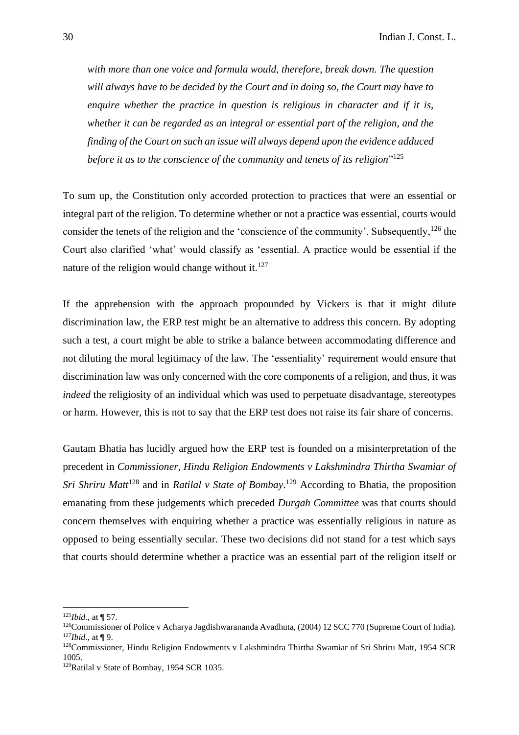*with more than one voice and formula would, therefore, break down. The question will always have to be decided by the Court and in doing so, the Court may have to enquire whether the practice in question is religious in character and if it is, whether it can be regarded as an integral or essential part of the religion, and the finding of the Court on such an issue will always depend upon the evidence adduced before it as to the conscience of the community and tenets of its religion*"[125]

To sum up, the Constitution only accorded protection to practices that were an essential or integral part of the religion. To determine whether or not a practice was essential, courts would consider the tenets of the religion and the 'conscience of the community'. Subsequently,[126] the Court also clarified 'what' would classify as 'essential. A practice would be essential if the nature of the religion would change without it.[127]

If the apprehension with the approach propounded by Vickers is that it might dilute discrimination law, the ERP test might be an alternative to address this concern. By adopting such a test, a court might be able to strike a balance between accommodating difference and not diluting the moral legitimacy of the law. The 'essentiality' requirement would ensure that discrimination law was only concerned with the core components of a religion, and thus, it was *indeed* the religiosity of an individual which was used to perpetuate disadvantage, stereotypes or harm. However, this is not to say that the ERP test does not raise its fair share of concerns.

Gautam Bhatia has lucidly argued how the ERP test is founded on a misinterpretation of the precedent in *Commissioner, Hindu Religion Endowments v Lakshmindra Thirtha Swamiar of Sri Shriru Matt*[128] and in *Ratilal v State of Bombay*.[129] According to Bhatia, the proposition emanating from these judgements which preceded *Durgah Committee* was that courts should concern themselves with enquiring whether a practice was essentially religious in nature as opposed to being essentially secular. These two decisions did not stand for a test which says that courts should determine whether a practice was an essential part of the religion itself or

---

[125]*Ibid*., at ¶ 57.

[126]Commissioner of Police v Acharya Jagdishwarananda Avadhuta, (2004) 12 SCC 770 (Supreme Court of India).

[127]*Ibid*., at ¶ 9.

[128]Commissioner, Hindu Religion Endowments v Lakshmindra Thirtha Swamiar of Sri Shriru Matt, 1954 SCR 1005.

[129]Ratilal v State of Bombay, 1954 SCR 1035.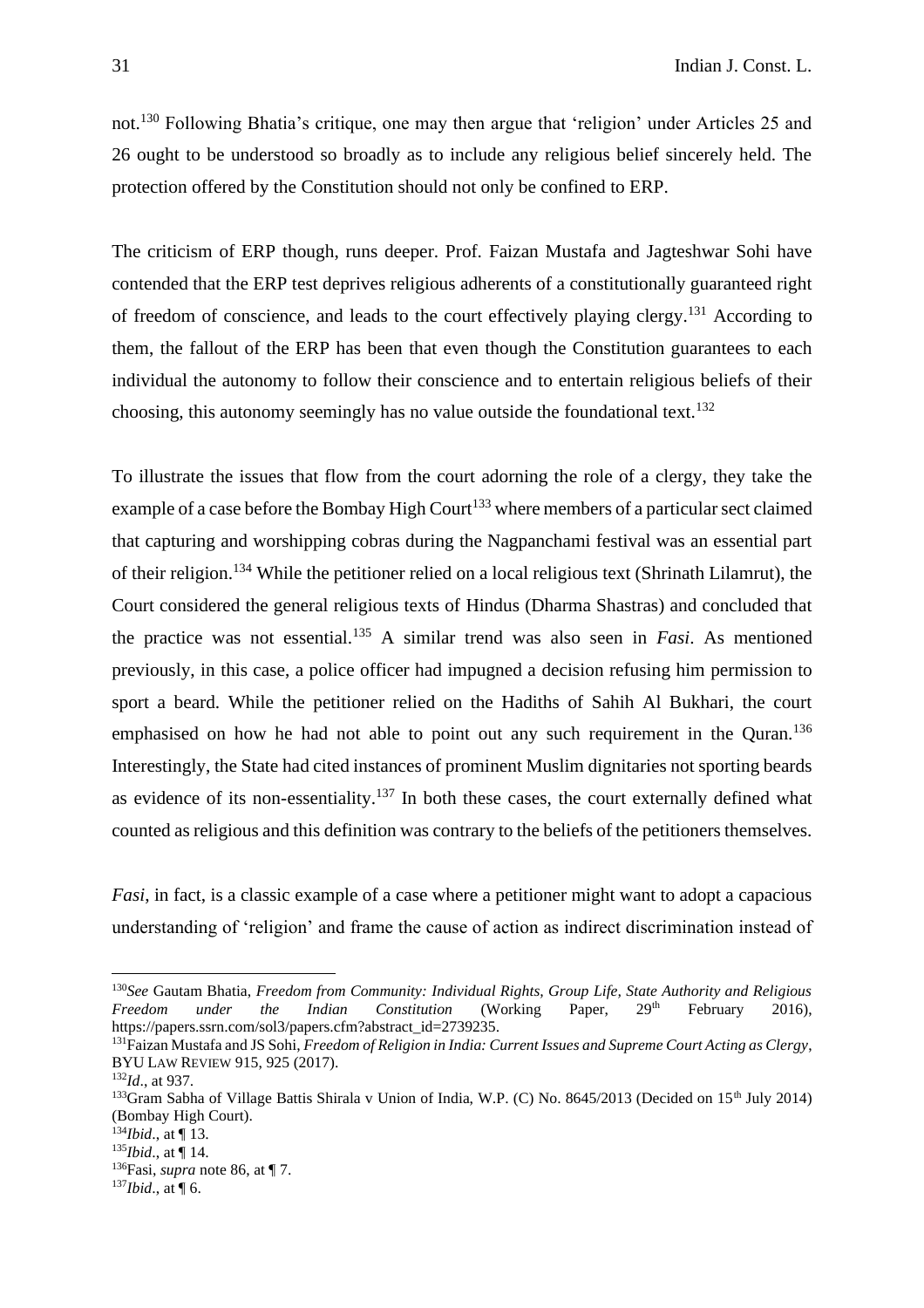not.[130] Following Bhatia's critique, one may then argue that 'religion' under Articles 25 and 26 ought to be understood so broadly as to include any religious belief sincerely held. The protection offered by the Constitution should not only be confined to ERP.

The criticism of ERP though, runs deeper. Prof. Faizan Mustafa and Jagteshwar Sohi have contended that the ERP test deprives religious adherents of a constitutionally guaranteed right of freedom of conscience, and leads to the court effectively playing clergy.[131] According to them, the fallout of the ERP has been that even though the Constitution guarantees to each individual the autonomy to follow their conscience and to entertain religious beliefs of their choosing, this autonomy seemingly has no value outside the foundational text.[132]

To illustrate the issues that flow from the court adorning the role of a clergy, they take the example of a case before the Bombay High Court[133] where members of a particular sect claimed that capturing and worshipping cobras during the Nagpanchami festival was an essential part of their religion.[134] While the petitioner relied on a local religious text (Shrinath Lilamrut), the Court considered the general religious texts of Hindus (Dharma Shastras) and concluded that the practice was not essential.[135] A similar trend was also seen in *Fasi*. As mentioned previously, in this case, a police officer had impugned a decision refusing him permission to sport a beard. While the petitioner relied on the Hadiths of Sahih Al Bukhari, the court emphasised on how he had not able to point out any such requirement in the Quran.[136] Interestingly, the State had cited instances of prominent Muslim dignitaries not sporting beards as evidence of its non-essentiality.[137] In both these cases, the court externally defined what counted as religious and this definition was contrary to the beliefs of the petitioners themselves.

*Fasi*, in fact, is a classic example of a case where a petitioner might want to adopt a capacious understanding of 'religion' and frame the cause of action as indirect discrimination instead of

---

[130] *See* Gautam Bhatia, *Freedom from Community: Individual Rights, Group Life, State Authority and Religious Freedom under the Indian Constitution* (Working Paper, 29th February 2016), https://papers.ssrn.com/sol3/papers.cfm?abstract_id=2739235.

[131] Faizan Mustafa and JS Sohi, *Freedom of Religion in India: Current Issues and Supreme Court Acting as Clergy*, BYU LAW REVIEW 915, 925 (2017).

[132] *Id*., at 937.

[133] Gram Sabha of Village Battis Shirala v Union of India, W.P. (C) No. 8645/2013 (Decided on 15th July 2014) (Bombay High Court).

[134] *Ibid*., at ¶ 13.

[135] *Ibid*., at ¶ 14.

[136] Fasi, *supra* note 86, at ¶ 7.

[137] *Ibid*., at ¶ 6.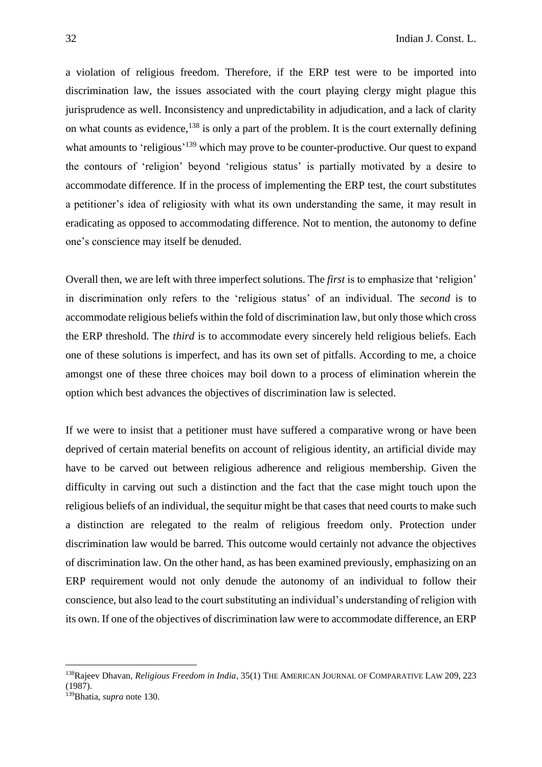a violation of religious freedom. Therefore, if the ERP test were to be imported into discrimination law, the issues associated with the court playing clergy might plague this jurisprudence as well. Inconsistency and unpredictability in adjudication, and a lack of clarity on what counts as evidence,[138] is only a part of the problem. It is the court externally defining what amounts to 'religious'[139] which may prove to be counter-productive. Our quest to expand the contours of 'religion' beyond 'religious status' is partially motivated by a desire to accommodate difference. If in the process of implementing the ERP test, the court substitutes a petitioner's idea of religiosity with what its own understanding the same, it may result in eradicating as opposed to accommodating difference. Not to mention, the autonomy to define one's conscience may itself be denuded.

Overall then, we are left with three imperfect solutions. The *first* is to emphasize that 'religion' in discrimination only refers to the 'religious status' of an individual. The *second* is to accommodate religious beliefs within the fold of discrimination law, but only those which cross the ERP threshold. The *third* is to accommodate every sincerely held religious beliefs. Each one of these solutions is imperfect, and has its own set of pitfalls. According to me, a choice amongst one of these three choices may boil down to a process of elimination wherein the option which best advances the objectives of discrimination law is selected.

If we were to insist that a petitioner must have suffered a comparative wrong or have been deprived of certain material benefits on account of religious identity, an artificial divide may have to be carved out between religious adherence and religious membership. Given the difficulty in carving out such a distinction and the fact that the case might touch upon the religious beliefs of an individual, the sequitur might be that cases that need courts to make such a distinction are relegated to the realm of religious freedom only. Protection under discrimination law would be barred. This outcome would certainly not advance the objectives of discrimination law. On the other hand, as has been examined previously, emphasizing on an ERP requirement would not only denude the autonomy of an individual to follow their conscience, but also lead to the court substituting an individual's understanding of religion with its own. If one of the objectives of discrimination law were to accommodate difference, an ERP

---

[138] Rajeev Dhavan, *Religious Freedom in India*, 35(1) THE AMERICAN JOURNAL OF COMPARATIVE LAW 209, 223 (1987).

[139] Bhatia, *supra* note 130.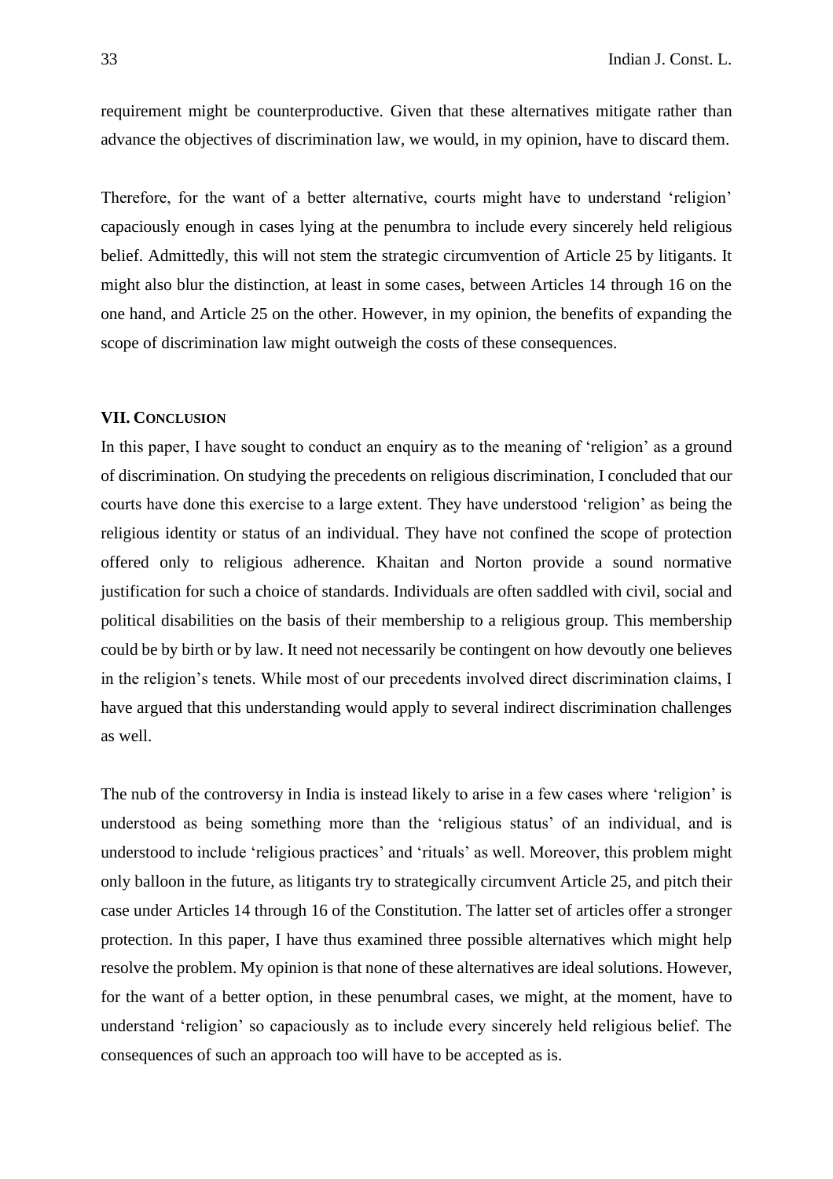requirement might be counterproductive. Given that these alternatives mitigate rather than advance the objectives of discrimination law, we would, in my opinion, have to discard them.

Therefore, for the want of a better alternative, courts might have to understand 'religion' capaciously enough in cases lying at the penumbra to include every sincerely held religious belief. Admittedly, this will not stem the strategic circumvention of Article 25 by litigants. It might also blur the distinction, at least in some cases, between Articles 14 through 16 on the one hand, and Article 25 on the other. However, in my opinion, the benefits of expanding the scope of discrimination law might outweigh the costs of these consequences.

## VII. Conclusion

In this paper, I have sought to conduct an enquiry as to the meaning of 'religion' as a ground of discrimination. On studying the precedents on religious discrimination, I concluded that our courts have done this exercise to a large extent. They have understood 'religion' as being the religious identity or status of an individual. They have not confined the scope of protection offered only to religious adherence. Khaitan and Norton provide a sound normative justification for such a choice of standards. Individuals are often saddled with civil, social and political disabilities on the basis of their membership to a religious group. This membership could be by birth or by law. It need not necessarily be contingent on how devoutly one believes in the religion's tenets. While most of our precedents involved direct discrimination claims, I have argued that this understanding would apply to several indirect discrimination challenges as well.

The nub of the controversy in India is instead likely to arise in a few cases where 'religion' is understood as being something more than the 'religious status' of an individual, and is understood to include 'religious practices' and 'rituals' as well. Moreover, this problem might only balloon in the future, as litigants try to strategically circumvent Article 25, and pitch their case under Articles 14 through 16 of the Constitution. The latter set of articles offer a stronger protection. In this paper, I have thus examined three possible alternatives which might help resolve the problem. My opinion is that none of these alternatives are ideal solutions. However, for the want of a better option, in these penumbral cases, we might, at the moment, have to understand 'religion' so capaciously as to include every sincerely held religious belief. The consequences of such an approach too will have to be accepted as is.